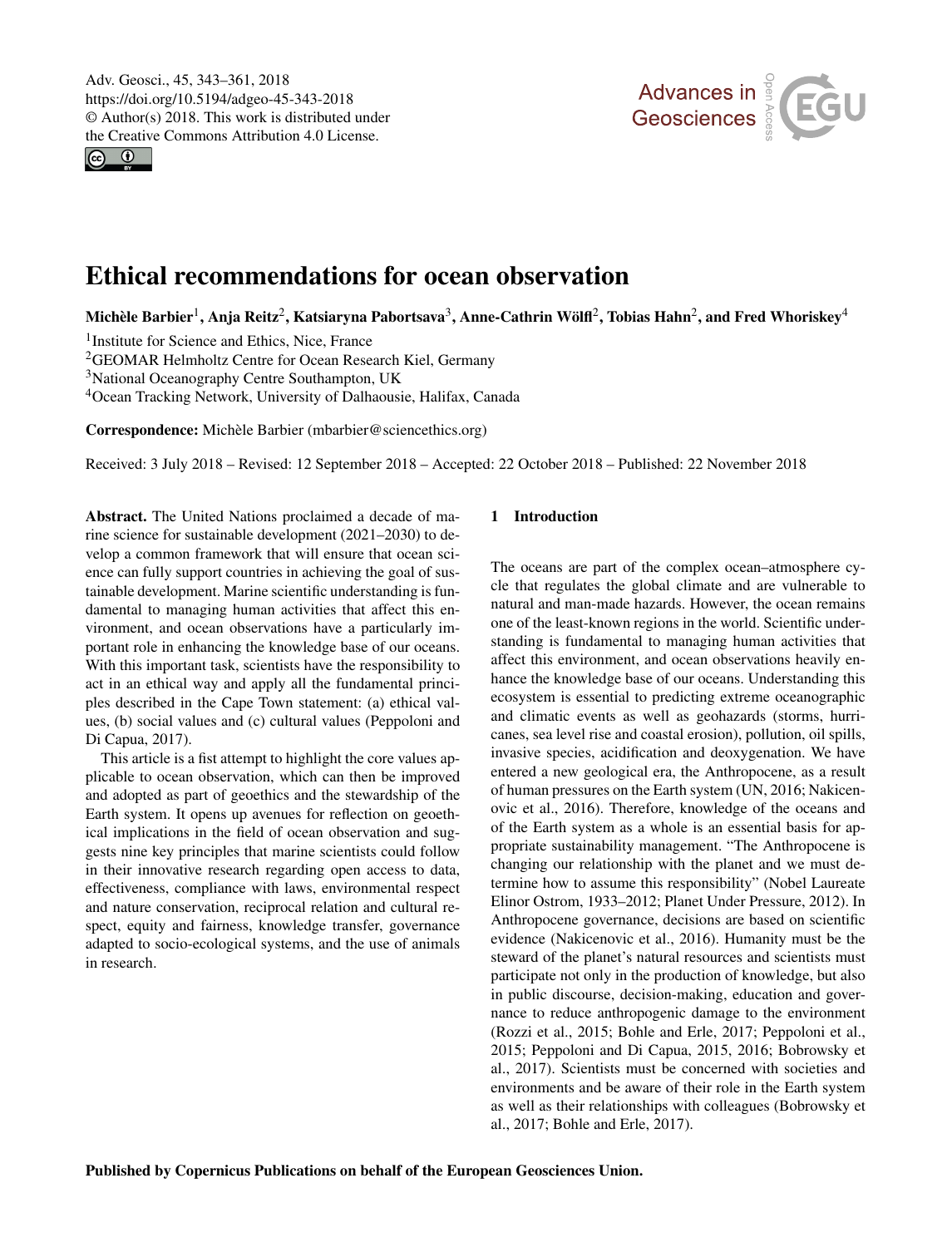# Ethical recommendations for ocean observation

**Michèle Barbier[1], Anja Reitz[2], Katsiaryna Pabortsava[3], Anne-Cathrin Wölfl[2], Tobias Hahn[2], and Fred Whoriskey[4]**

[1]Institute for Science and Ethics, Nice, France
[2]GEOMAR Helmholtz Centre for Ocean Research Kiel, Germany
[3]National Oceanography Centre Southampton, UK
[4]Ocean Tracking Network, University of Dalhousie, Halifax, Canada

**Correspondence:** Michèle Barbier (mbarbier@sciencethics.org)

Received: 3 July 2018 – Revised: 12 September 2018 – Accepted: 22 October 2018 – Published: 22 November 2018

**Abstract.** The United Nations proclaimed a decade of marine science for sustainable development (2021–2030) to develop a common framework that will ensure that ocean science can fully support countries in achieving the goal of sustainable development. Marine scientific understanding is fundamental to managing human activities that affect this environment, and ocean observations have a particularly important role in enhancing the knowledge base of our oceans. With this important task, scientists have the responsibility to act in an ethical way and apply all the fundamental principles described in the Cape Town statement: (a) ethical values, (b) social values and (c) cultural values (Peppoloni and Di Capua, 2017).

This article is a fist attempt to highlight the core values applicable to ocean observation, which can then be improved and adopted as part of geoethics and the stewardship of the Earth system. It opens up avenues for reflection on geoethical implications in the field of ocean observation and suggests nine key principles that marine scientists could follow in their innovative research regarding open access to data, effectiveness, compliance with laws, environmental respect and nature conservation, reciprocal relation and cultural respect, equity and fairness, knowledge transfer, governance adapted to socio-ecological systems, and the use of animals in research.

## 1 Introduction

The oceans are part of the complex ocean–atmosphere cycle that regulates the global climate and are vulnerable to natural and man-made hazards. However, the ocean remains one of the least-known regions in the world. Scientific understanding is fundamental to managing human activities that affect this environment, and ocean observations heavily enhance the knowledge base of our oceans. Understanding this ecosystem is essential to predicting extreme oceanographic and climatic events as well as geohazards (storms, hurricanes, sea level rise and coastal erosion), pollution, oil spills, invasive species, acidification and deoxygenation. We have entered a new geological era, the Anthropocene, as a result of human pressures on the Earth system (UN, 2016; Nakicenovic et al., 2016). Therefore, knowledge of the oceans and of the Earth system as a whole is an essential basis for appropriate sustainability management. "The Anthropocene is changing our relationship with the planet and we must determine how to assume this responsibility" (Nobel Laureate Elinor Ostrom, 1933–2012; Planet Under Pressure, 2012). In Anthropocene governance, decisions are based on scientific evidence (Nakicenovic et al., 2016). Humanity must be the steward of the planet's natural resources and scientists must participate not only in the production of knowledge, but also in public discourse, decision-making, education and governance to reduce anthropogenic damage to the environment (Rozzi et al., 2015; Bohle and Erle, 2017; Peppoloni et al., 2015; Peppoloni and Di Capua, 2015, 2016; Bobrowsky et al., 2017). Scientists must be concerned with societies and environments and be aware of their role in the Earth system as well as their relationships with colleagues (Bobrowsky et al., 2017; Bohle and Erle, 2017).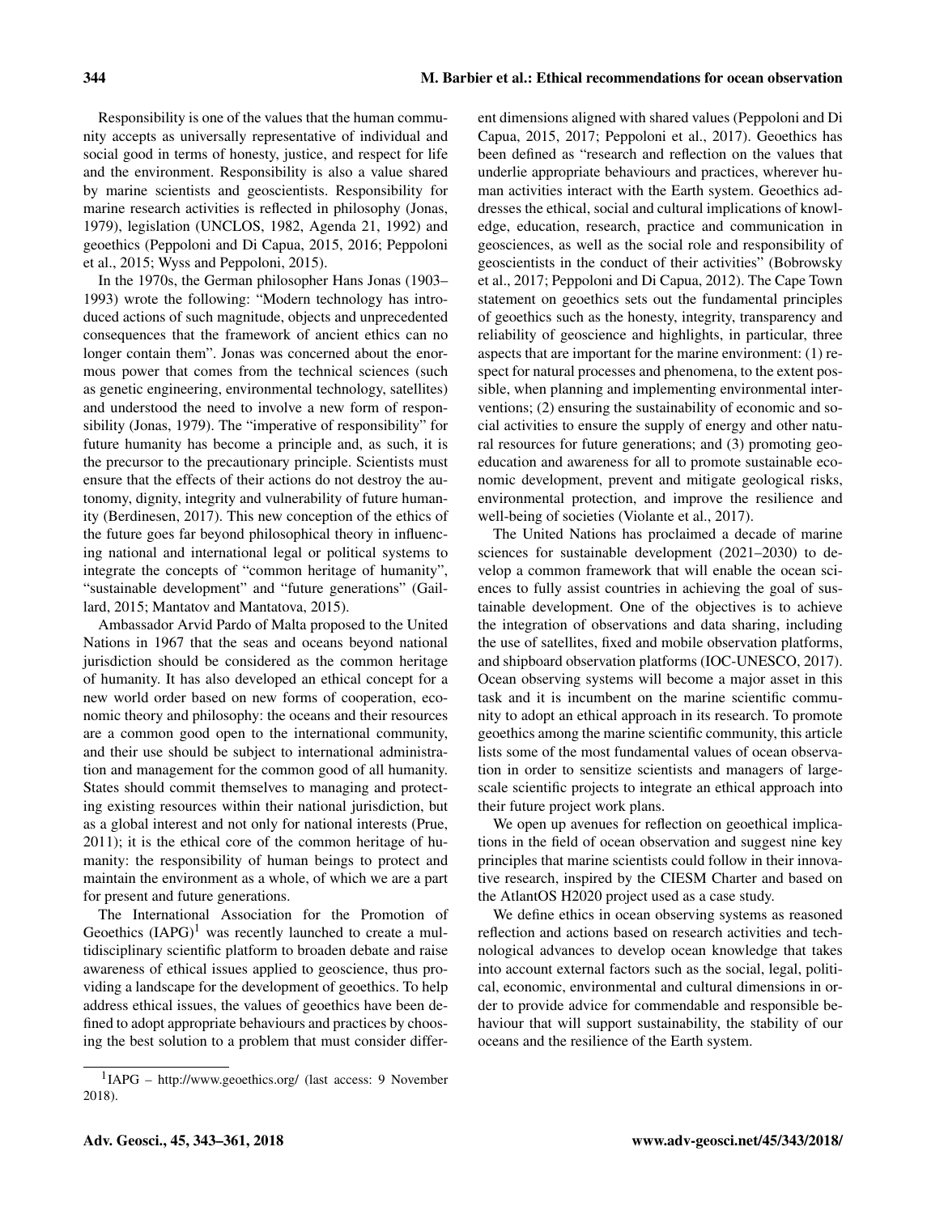Responsibility is one of the values that the human community accepts as universally representative of individual and social good in terms of honesty, justice, and respect for life and the environment. Responsibility is also a value shared by marine scientists and geoscientists. Responsibility for marine research activities is reflected in philosophy (Jonas, 1979), legislation (UNCLOS, 1982, Agenda 21, 1992) and geoethics (Peppoloni and Di Capua, 2015, 2016; Peppoloni et al., 2015; Wyss and Peppoloni, 2015).

In the 1970s, the German philosopher Hans Jonas (1903–1993) wrote the following: "Modern technology has introduced actions of such magnitude, objects and unprecedented consequences that the framework of ancient ethics can no longer contain them". Jonas was concerned about the enormous power that comes from the technical sciences (such as genetic engineering, environmental technology, satellites) and understood the need to involve a new form of responsibility (Jonas, 1979). The "imperative of responsibility" for future humanity has become a principle and, as such, it is the precursor to the precautionary principle. Scientists must ensure that the effects of their actions do not destroy the autonomy, dignity, integrity and vulnerability of future humanity (Berdinesen, 2017). This new conception of the ethics of the future goes far beyond philosophical theory in influencing national and international legal or political systems to integrate the concepts of "common heritage of humanity", "sustainable development" and "future generations" (Gaillard, 2015; Mantatov and Mantatova, 2015).

Ambassador Arvid Pardo of Malta proposed to the United Nations in 1967 that the seas and oceans beyond national jurisdiction should be considered as the common heritage of humanity. It has also developed an ethical concept for a new world order based on new forms of cooperation, economic theory and philosophy: the oceans and their resources are a common good open to the international community, and their use should be subject to international administration and management for the common good of all humanity. States should commit themselves to managing and protecting existing resources within their national jurisdiction, but as a global interest and not only for national interests (Prue, 2011); it is the ethical core of the common heritage of humanity: the responsibility of human beings to protect and maintain the environment as a whole, of which we are a part for present and future generations.

The International Association for the Promotion of Geoethics (IAPG)[1] was recently launched to create a multidisciplinary scientific platform to broaden debate and raise awareness of ethical issues applied to geoscience, thus providing a landscape for the development of geoethics. To help address ethical issues, the values of geoethics have been defined to adopt appropriate behaviours and practices by choosing the best solution to a problem that must consider different dimensions aligned with shared values (Peppoloni and Di Capua, 2015, 2017; Peppoloni et al., 2017). Geoethics has been defined as "research and reflection on the values that underlie appropriate behaviours and practices, wherever human activities interact with the Earth system. Geoethics addresses the ethical, social and cultural implications of knowledge, education, research, practice and communication in geosciences, as well as the social role and responsibility of geoscientists in the conduct of their activities" (Bobrowsky et al., 2017; Peppoloni and Di Capua, 2012). The Cape Town statement on geoethics sets out the fundamental principles of geoethics such as the honesty, integrity, transparency and reliability of geoscience and highlights, in particular, three aspects that are important for the marine environment: (1) respect for natural processes and phenomena, to the extent possible, when planning and implementing environmental interventions; (2) ensuring the sustainability of economic and social activities to ensure the supply of energy and other natural resources for future generations; and (3) promoting geo-education and awareness for all to promote sustainable economic development, prevent and mitigate geological risks, environmental protection, and improve the resilience and well-being of societies (Violante et al., 2017).

The United Nations has proclaimed a decade of marine sciences for sustainable development (2021–2030) to develop a common framework that will enable the ocean sciences to fully assist countries in achieving the goal of sustainable development. One of the objectives is to achieve the integration of observations and data sharing, including the use of satellites, fixed and mobile observation platforms, and shipboard observation platforms (IOC-UNESCO, 2017). Ocean observing systems will become a major asset in this task and it is incumbent on the marine scientific community to adopt an ethical approach in its research. To promote geoethics among the marine scientific community, this article lists some of the most fundamental values of ocean observation in order to sensitize scientists and managers of large-scale scientific projects to integrate an ethical approach into their future project work plans.

We open up avenues for reflection on geoethical implications in the field of ocean observation and suggest nine key principles that marine scientists could follow in their innovative research, inspired by the CIESM Charter and based on the AtlantOS H2020 project used as a case study.

We define ethics in ocean observing systems as reasoned reflection and actions based on research activities and technological advances to develop ocean knowledge that takes into account external factors such as the social, legal, political, economic, environmental and cultural dimensions in order to provide advice for commendable and responsible behaviour that will support sustainability, the stability of our oceans and the resilience of the Earth system.

[1] IAPG – http://www.geoethics.org/ (last access: 9 November 2018).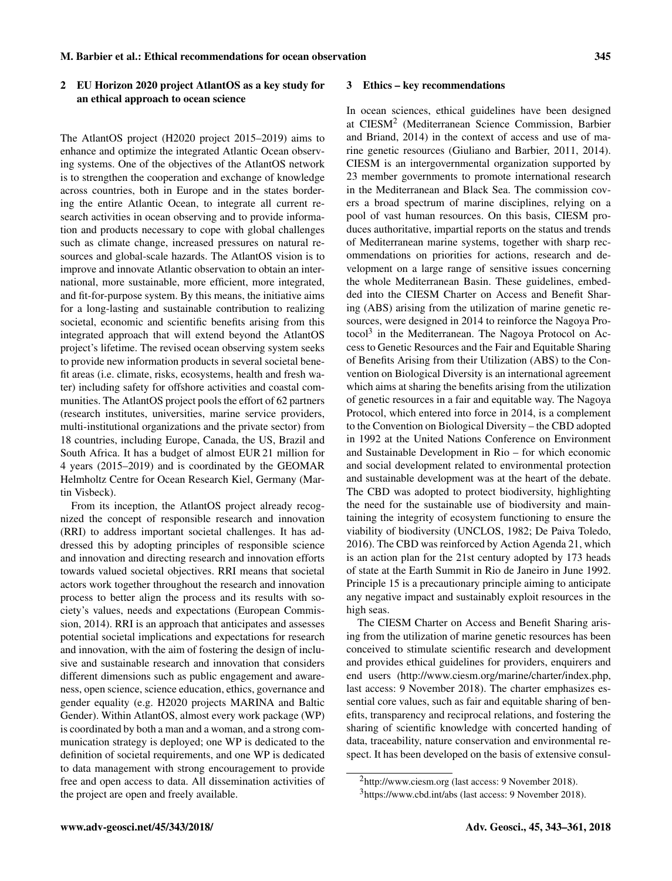## 2 EU Horizon 2020 project AtlantOS as a key study for an ethical approach to ocean science

The AtlantOS project (H2020 project 2015–2019) aims to enhance and optimize the integrated Atlantic Ocean observing systems. One of the objectives of the AtlantOS network is to strengthen the cooperation and exchange of knowledge across countries, both in Europe and in the states bordering the entire Atlantic Ocean, to integrate all current research activities in ocean observing and to provide information and products necessary to cope with global challenges such as climate change, increased pressures on natural resources and global-scale hazards. The AtlantOS vision is to improve and innovate Atlantic observation to obtain an international, more sustainable, more efficient, more integrated, and fit-for-purpose system. By this means, the initiative aims for a long-lasting and sustainable contribution to realizing societal, economic and scientific benefits arising from this integrated approach that will extend beyond the AtlantOS project's lifetime. The revised ocean observing system seeks to provide new information products in several societal benefit areas (i.e. climate, risks, ecosystems, health and fresh water) including safety for offshore activities and coastal communities. The AtlantOS project pools the effort of 62 partners (research institutes, universities, marine service providers, multi-institutional organizations and the private sector) from 18 countries, including Europe, Canada, the US, Brazil and South Africa. It has a budget of almost EUR 21 million for 4 years (2015–2019) and is coordinated by the GEOMAR Helmholtz Centre for Ocean Research Kiel, Germany (Martin Visbeck).

From its inception, the AtlantOS project already recognized the concept of responsible research and innovation (RRI) to address important societal challenges. It has addressed this by adopting principles of responsible science and innovation and directing research and innovation efforts towards valued societal objectives. RRI means that societal actors work together throughout the research and innovation process to better align the process and its results with society's values, needs and expectations (European Commission, 2014). RRI is an approach that anticipates and assesses potential societal implications and expectations for research and innovation, with the aim of fostering the design of inclusive and sustainable research and innovation that considers different dimensions such as public engagement and awareness, open science, science education, ethics, governance and gender equality (e.g. H2020 projects MARINA and Baltic Gender). Within AtlantOS, almost every work package (WP) is coordinated by both a man and a woman, and a strong communication strategy is deployed; one WP is dedicated to the definition of societal requirements, and one WP is dedicated to data management with strong encouragement to provide free and open access to data. All dissemination activities of the project are open and freely available.

## 3 Ethics – key recommendations

In ocean sciences, ethical guidelines have been designed at CIESM[2] (Mediterranean Science Commission, Barbier and Briand, 2014) in the context of access and use of marine genetic resources (Giuliano and Barbier, 2011, 2014). CIESM is an intergovernmental organization supported by 23 member governments to promote international research in the Mediterranean and Black Sea. The commission covers a broad spectrum of marine disciplines, relying on a pool of vast human resources. On this basis, CIESM produces authoritative, impartial reports on the status and trends of Mediterranean marine systems, together with sharp recommendations on priorities for actions, research and development on a large range of sensitive issues concerning the whole Mediterranean Basin. These guidelines, embedded into the CIESM Charter on Access and Benefit Sharing (ABS) arising from the utilization of marine genetic resources, were designed in 2014 to reinforce the Nagoya Protocol[3] in the Mediterranean. The Nagoya Protocol on Access to Genetic Resources and the Fair and Equitable Sharing of Benefits Arising from their Utilization (ABS) to the Convention on Biological Diversity is an international agreement which aims at sharing the benefits arising from the utilization of genetic resources in a fair and equitable way. The Nagoya Protocol, which entered into force in 2014, is a complement to the Convention on Biological Diversity – the CBD adopted in 1992 at the United Nations Conference on Environment and Sustainable Development in Rio – for which economic and social development related to environmental protection and sustainable development was at the heart of the debate. The CBD was adopted to protect biodiversity, highlighting the need for the sustainable use of biodiversity and maintaining the integrity of ecosystem functioning to ensure the viability of biodiversity (UNCLOS, 1982; De Paiva Toledo, 2016). The CBD was reinforced by Action Agenda 21, which is an action plan for the 21st century adopted by 173 heads of state at the Earth Summit in Rio de Janeiro in June 1992. Principle 15 is a precautionary principle aiming to anticipate any negative impact and sustainably exploit resources in the high seas.

The CIESM Charter on Access and Benefit Sharing arising from the utilization of marine genetic resources has been conceived to stimulate scientific research and development and provides ethical guidelines for providers, enquirers and end users (http://www.ciesm.org/marine/charter/index.php, last access: 9 November 2018). The charter emphasizes essential core values, such as fair and equitable sharing of benefits, transparency and reciprocal relations, and fostering the sharing of scientific knowledge with concerted handing of data, traceability, nature conservation and environmental respect. It has been developed on the basis of extensive consul-

[2] http://www.ciesm.org (last access: 9 November 2018).

[3] https://www.cbd.int/abs (last access: 9 November 2018).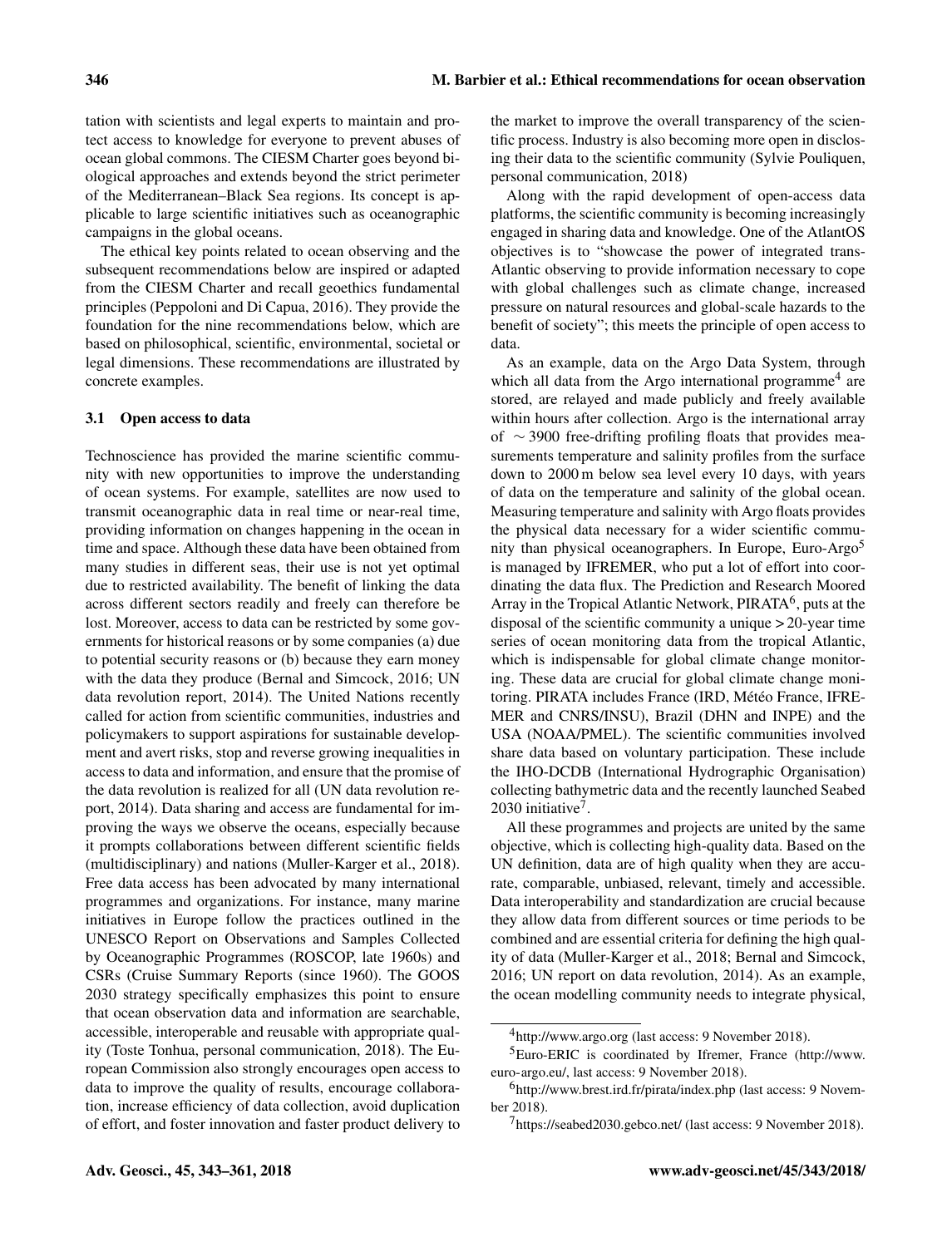tation with scientists and legal experts to maintain and protect access to knowledge for everyone to prevent abuses of ocean global commons. The CIESM Charter goes beyond biological approaches and extends beyond the strict perimeter of the Mediterranean–Black Sea regions. Its concept is applicable to large scientific initiatives such as oceanographic campaigns in the global oceans.

The ethical key points related to ocean observing and the subsequent recommendations below are inspired or adapted from the CIESM Charter and recall geoethics fundamental principles (Peppoloni and Di Capua, 2016). They provide the foundation for the nine recommendations below, which are based on philosophical, scientific, environmental, societal or legal dimensions. These recommendations are illustrated by concrete examples.

### 3.1 Open access to data

Technoscience has provided the marine scientific community with new opportunities to improve the understanding of ocean systems. For example, satellites are now used to transmit oceanographic data in real time or near-real time, providing information on changes happening in the ocean in time and space. Although these data have been obtained from many studies in different seas, their use is not yet optimal due to restricted availability. The benefit of linking the data across different sectors readily and freely can therefore be lost. Moreover, access to data can be restricted by some governments for historical reasons or by some companies (a) due to potential security reasons or (b) because they earn money with the data they produce (Bernal and Simcock, 2016; UN data revolution report, 2014). The United Nations recently called for action from scientific communities, industries and policymakers to support aspirations for sustainable development and avert risks, stop and reverse growing inequalities in access to data and information, and ensure that the promise of the data revolution is realized for all (UN data revolution report, 2014). Data sharing and access are fundamental for improving the ways we observe the oceans, especially because it prompts collaborations between different scientific fields (multidisciplinary) and nations (Muller-Karger et al., 2018). Free data access has been advocated by many international programmes and organizations. For instance, many marine initiatives in Europe follow the practices outlined in the UNESCO Report on Observations and Samples Collected by Oceanographic Programmes (ROSCOP, late 1960s) and CSRs (Cruise Summary Reports (since 1960). The GOOS 2030 strategy specifically emphasizes this point to ensure that ocean observation data and information are searchable, accessible, interoperable and reusable with appropriate quality (Toste Tonhua, personal communication, 2018). The European Commission also strongly encourages open access to data to improve the quality of results, encourage collaboration, increase efficiency of data collection, avoid duplication of effort, and foster innovation and faster product delivery to the market to improve the overall transparency of the scientific process. Industry is also becoming more open in disclosing their data to the scientific community (Sylvie Pouliquen, personal communication, 2018)

Along with the rapid development of open-access data platforms, the scientific community is becoming increasingly engaged in sharing data and knowledge. One of the AtlantOS objectives is to "showcase the power of integrated trans-Atlantic observing to provide information necessary to cope with global challenges such as climate change, increased pressure on natural resources and global-scale hazards to the benefit of society"; this meets the principle of open access to data.

As an example, data on the Argo Data System, through which all data from the Argo international programme[4] are stored, are relayed and made publicly and freely available within hours after collection. Argo is the international array of $\sim 3900$ free-drifting profiling floats that provides measurements temperature and salinity profiles from the surface down to 2000 m below sea level every 10 days, with years of data on the temperature and salinity of the global ocean. Measuring temperature and salinity with Argo floats provides the physical data necessary for a wider scientific community than physical oceanographers. In Europe, Euro-Argo[5] is managed by IFREMER, who put a lot of effort into coordinating the data flux. The Prediction and Research Moored Array in the Tropical Atlantic Network, PIRATA[6], puts at the disposal of the scientific community a unique $>20$-year time series of ocean monitoring data from the tropical Atlantic, which is indispensable for global climate change monitoring. These data are crucial for global climate change monitoring. PIRATA includes France (IRD, Météo France, IFREMER and CNRS/INSU), Brazil (DHN and INPE) and the USA (NOAA/PMEL). The scientific communities involved share data based on voluntary participation. These include the IHO-DCDB (International Hydrographic Organisation) collecting bathymetric data and the recently launched Seabed 2030 initiative[7].

All these programmes and projects are united by the same objective, which is collecting high-quality data. Based on the UN definition, data are of high quality when they are accurate, comparable, unbiased, relevant, timely and accessible. Data interoperability and standardization are crucial because they allow data from different sources or time periods to be combined and are essential criteria for defining the high quality of data (Muller-Karger et al., 2018; Bernal and Simcock, 2016; UN report on data revolution, 2014). As an example, the ocean modelling community needs to integrate physical,

[4] http://www.argo.org (last access: 9 November 2018).

[5] Euro-ERIC is coordinated by Ifremer, France (http://www.euro-argo.eu/, last access: 9 November 2018).

[6] http://www.brest.ird.fr/pirata/index.php (last access: 9 November 2018).

[7] https://seabed2030.gebco.net/ (last access: 9 November 2018).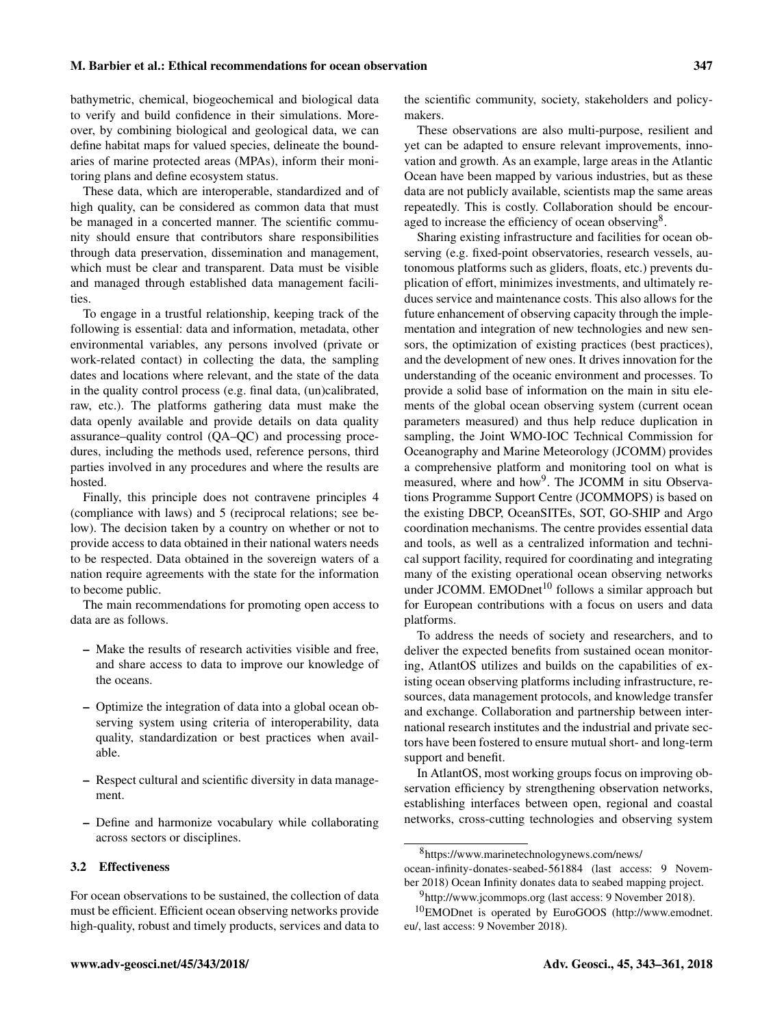bathymetric, chemical, biogeochemical and biological data to verify and build confidence in their simulations. Moreover, by combining biological and geological data, we can define habitat maps for valued species, delineate the boundaries of marine protected areas (MPAs), inform their monitoring plans and define ecosystem status.

These data, which are interoperable, standardized and of high quality, can be considered as common data that must be managed in a concerted manner. The scientific community should ensure that contributors share responsibilities through data preservation, dissemination and management, which must be clear and transparent. Data must be visible and managed through established data management facilities.

To engage in a trustful relationship, keeping track of the following is essential: data and information, metadata, other environmental variables, any persons involved (private or work-related contact) in collecting the data, the sampling dates and locations where relevant, and the state of the data in the quality control process (e.g. final data, (un)calibrated, raw, etc.). The platforms gathering data must make the data openly available and provide details on data quality assurance–quality control (QA–QC) and processing procedures, including the methods used, reference persons, third parties involved in any procedures and where the results are hosted.

Finally, this principle does not contravene principles 4 (compliance with laws) and 5 (reciprocal relations; see below). The decision taken by a country on whether or not to provide access to data obtained in their national waters needs to be respected. Data obtained in the sovereign waters of a nation require agreements with the state for the information to become public.

The main recommendations for promoting open access to data are as follows.

- Make the results of research activities visible and free, and share access to data to improve our knowledge of the oceans.
- Optimize the integration of data into a global ocean observing system using criteria of interoperability, data quality, standardization or best practices when available.
- Respect cultural and scientific diversity in data management.
- Define and harmonize vocabulary while collaborating across sectors or disciplines.

### 3.2 Effectiveness

For ocean observations to be sustained, the collection of data must be efficient. Efficient ocean observing networks provide high-quality, robust and timely products, services and data to the scientific community, society, stakeholders and policymakers.

These observations are also multi-purpose, resilient and yet can be adapted to ensure relevant improvements, innovation and growth. As an example, large areas in the Atlantic Ocean have been mapped by various industries, but as these data are not publicly available, scientists map the same areas repeatedly. This is costly. Collaboration should be encouraged to increase the efficiency of ocean observing[8].

Sharing existing infrastructure and facilities for ocean observing (e.g. fixed-point observatories, research vessels, autonomous platforms such as gliders, floats, etc.) prevents duplication of effort, minimizes investments, and ultimately reduces service and maintenance costs. This also allows for the future enhancement of observing capacity through the implementation and integration of new technologies and new sensors, the optimization of existing practices (best practices), and the development of new ones. It drives innovation for the understanding of the oceanic environment and processes. To provide a solid base of information on the main in situ elements of the global ocean observing system (current ocean parameters measured) and thus help reduce duplication in sampling, the Joint WMO-IOC Technical Commission for Oceanography and Marine Meteorology (JCOMM) provides a comprehensive platform and monitoring tool on what is measured, where and how[9]. The JCOMM in situ Observations Programme Support Centre (JCOMMOPS) is based on the existing DBCP, OceanSITEs, SOT, GO-SHIP and Argo coordination mechanisms. The centre provides essential data and tools, as well as a centralized information and technical support facility, required for coordinating and integrating many of the existing operational ocean observing networks under JCOMM. EMODnet[10] follows a similar approach but for European contributions with a focus on users and data platforms.

To address the needs of society and researchers, and to deliver the expected benefits from sustained ocean monitoring, AtlantOS utilizes and builds on the capabilities of existing ocean observing platforms including infrastructure, resources, data management protocols, and knowledge transfer and exchange. Collaboration and partnership between international research institutes and the industrial and private sectors have been fostered to ensure mutual short- and long-term support and benefit.

In AtlantOS, most working groups focus on improving observation efficiency by strengthening observation networks, establishing interfaces between open, regional and coastal networks, cross-cutting technologies and observing system

[8] https://www.marinetechnologynews.com/news/ocean-infinity-donates-seabed-561884 (last access: 9 November 2018) Ocean Infinity donates data to seabed mapping project.

[9] http://www.jcommops.org (last access: 9 November 2018).

[10] EMODnet is operated by EuroGOOS (http://www.emodnet.eu/, last access: 9 November 2018).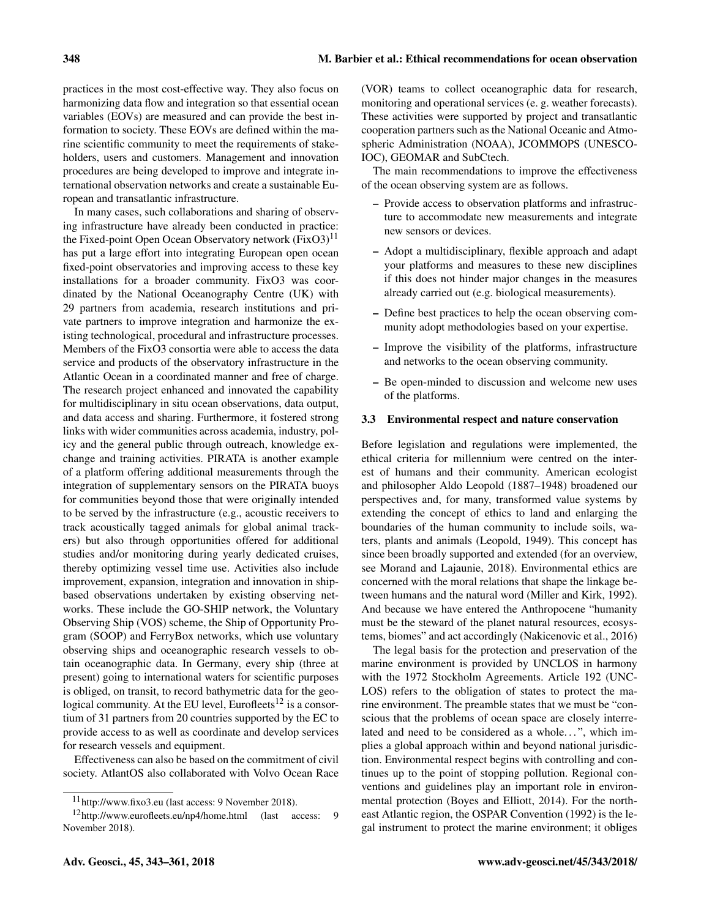practices in the most cost-effective way. They also focus on harmonizing data flow and integration so that essential ocean variables (EOVs) are measured and can provide the best information to society. These EOVs are defined within the marine scientific community to meet the requirements of stakeholders, users and customers. Management and innovation procedures are being developed to improve and integrate international observation networks and create a sustainable European and transatlantic infrastructure.

In many cases, such collaborations and sharing of observing infrastructure have already been conducted in practice: the Fixed-point Open Ocean Observatory network (FixO3)[11] has put a large effort into integrating European open ocean fixed-point observatories and improving access to these key installations for a broader community. FixO3 was coordinated by the National Oceanography Centre (UK) with 29 partners from academia, research institutions and private partners to improve integration and harmonize the existing technological, procedural and infrastructure processes. Members of the FixO3 consortia were able to access the data service and products of the observatory infrastructure in the Atlantic Ocean in a coordinated manner and free of charge. The research project enhanced and innovated the capability for multidisciplinary in situ ocean observations, data output, and data access and sharing. Furthermore, it fostered strong links with wider communities across academia, industry, policy and the general public through outreach, knowledge exchange and training activities. PIRATA is another example of a platform offering additional measurements through the integration of supplementary sensors on the PIRATA buoys for communities beyond those that were originally intended to be served by the infrastructure (e.g., acoustic receivers to track acoustically tagged animals for global animal trackers) but also through opportunities offered for additional studies and/or monitoring during yearly dedicated cruises, thereby optimizing vessel time use. Activities also include improvement, expansion, integration and innovation in ship-based observations undertaken by existing observing networks. These include the GO-SHIP network, the Voluntary Observing Ship (VOS) scheme, the Ship of Opportunity Program (SOOP) and FerryBox networks, which use voluntary observing ships and oceanographic research vessels to obtain oceanographic data. In Germany, every ship (three at present) going to international waters for scientific purposes is obliged, on transit, to record bathymetric data for the geological community. At the EU level, Eurofleets[12] is a consortium of 31 partners from 20 countries supported by the EC to provide access to as well as coordinate and develop services for research vessels and equipment.

Effectiveness can also be based on the commitment of civil society. AtlantOS also collaborated with Volvo Ocean Race (VOR) teams to collect oceanographic data for research, monitoring and operational services (e. g. weather forecasts). These activities were supported by project and transatlantic cooperation partners such as the National Oceanic and Atmospheric Administration (NOAA), JCOMMOPS (UNESCO-IOC), GEOMAR and SubCtech.

The main recommendations to improve the effectiveness of the ocean observing system are as follows.

- Provide access to observation platforms and infrastructure to accommodate new measurements and integrate new sensors or devices.
- Adopt a multidisciplinary, flexible approach and adapt your platforms and measures to these new disciplines if this does not hinder major changes in the measures already carried out (e.g. biological measurements).
- Define best practices to help the ocean observing community adopt methodologies based on your expertise.
- Improve the visibility of the platforms, infrastructure and networks to the ocean observing community.
- Be open-minded to discussion and welcome new uses of the platforms.

### 3.3 Environmental respect and nature conservation

Before legislation and regulations were implemented, the ethical criteria for millennium were centred on the interest of humans and their community. American ecologist and philosopher Aldo Leopold (1887–1948) broadened our perspectives and, for many, transformed value systems by extending the concept of ethics to land and enlarging the boundaries of the human community to include soils, waters, plants and animals (Leopold, 1949). This concept has since been broadly supported and extended (for an overview, see Morand and Lajaunie, 2018). Environmental ethics are concerned with the moral relations that shape the linkage between humans and the natural word (Miller and Kirk, 1992). And because we have entered the Anthropocene "humanity must be the steward of the planet natural resources, ecosystems, biomes" and act accordingly (Nakicenovic et al., 2016)

The legal basis for the protection and preservation of the marine environment is provided by UNCLOS in harmony with the 1972 Stockholm Agreements. Article 192 (UNCLOS) refers to the obligation of states to protect the marine environment. The preamble states that we must be "conscious that the problems of ocean space are closely interrelated and need to be considered as a whole…", which implies a global approach within and beyond national jurisdiction. Environmental respect begins with controlling and continues up to the point of stopping pollution. Regional conventions and guidelines play an important role in environmental protection (Boyes and Elliott, 2014). For the northeast Atlantic region, the OSPAR Convention (1992) is the legal instrument to protect the marine environment; it obliges

[11] http://www.fixo3.eu (last access: 9 November 2018).

[12] http://www.eurofleets.eu/np4/home.html (last access: 9 November 2018).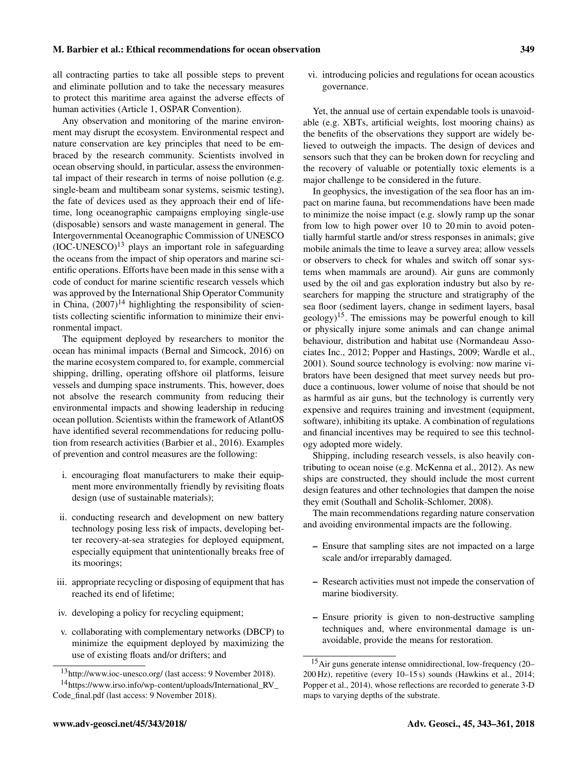all contracting parties to take all possible steps to prevent and eliminate pollution and to take the necessary measures to protect this maritime area against the adverse effects of human activities (Article 1, OSPAR Convention).

Any observation and monitoring of the marine environment may disrupt the ecosystem. Environmental respect and nature conservation are key principles that need to be embraced by the research community. Scientists involved in ocean observing should, in particular, assess the environmental impact of their research in terms of noise pollution (e.g. single-beam and multibeam sonar systems, seismic testing), the fate of devices used as they approach their end of lifetime, long oceanographic campaigns employing single-use (disposable) sensors and waste management in general. The Intergovernmental Oceanographic Commission of UNESCO (IOC-UNESCO)[13] plays an important role in safeguarding the oceans from the impact of ship operators and marine scientific operations. Efforts have been made in this sense with a code of conduct for marine scientific research vessels which was approved by the International Ship Operator Community in China, (2007)[14] highlighting the responsibility of scientists collecting scientific information to minimize their environmental impact.

The equipment deployed by researchers to monitor the ocean has minimal impacts (Bernal and Simcock, 2016) on the marine ecosystem compared to, for example, commercial shipping, drilling, operating offshore oil platforms, leisure vessels and dumping space instruments. This, however, does not absolve the research community from reducing their environmental impacts and showing leadership in reducing ocean pollution. Scientists within the framework of AtlantOS have identified several recommendations for reducing pollution from research activities (Barbier et al., 2016). Examples of prevention and control measures are the following:

i. encouraging float manufacturers to make their equipment more environmentally friendly by revisiting floats design (use of sustainable materials);

ii. conducting research and development on new battery technology posing less risk of impacts, developing better recovery-at-sea strategies for deployed equipment, especially equipment that unintentionally breaks free of its moorings;

iii. appropriate recycling or disposing of equipment that has reached its end of lifetime;

iv. developing a policy for recycling equipment;

v. collaborating with complementary networks (DBCP) to minimize the equipment deployed by maximizing the use of existing floats and/or drifters; and

vi. introducing policies and regulations for ocean acoustics governance.

Yet, the annual use of certain expendable tools is unavoidable (e.g. XBTs, artificial weights, lost mooring chains) as the benefits of the observations they support are widely believed to outweigh the impacts. The design of devices and sensors such that they can be broken down for recycling and the recovery of valuable or potentially toxic elements is a major challenge to be considered in the future.

In geophysics, the investigation of the sea floor has an impact on marine fauna, but recommendations have been made to minimize the noise impact (e.g. slowly ramp up the sonar from low to high power over 10 to 20 min to avoid potentially harmful startle and/or stress responses in animals; give mobile animals the time to leave a survey area; allow vessels or observers to check for whales and switch off sonar systems when mammals are around). Air guns are commonly used by the oil and gas exploration industry but also by researchers for mapping the structure and stratigraphy of the sea floor (sediment layers, change in sediment layers, basal geology)[15]. The emissions may be powerful enough to kill or physically injure some animals and can change animal behaviour, distribution and habitat use (Normandeau Associates Inc., 2012; Popper and Hastings, 2009; Wardle et al., 2001). Sound source technology is evolving: now marine vibrators have been designed that meet survey needs but produce a continuous, lower volume of noise that should be not as harmful as air guns, but the technology is currently very expensive and requires training and investment (equipment, software), inhibiting its uptake. A combination of regulations and financial incentives may be required to see this technology adopted more widely.

Shipping, including research vessels, is also heavily contributing to ocean noise (e.g. McKenna et al., 2012). As new ships are constructed, they should include the most current design features and other technologies that dampen the noise they emit (Southall and Scholik-Schlomer, 2008).

The main recommendations regarding nature conservation and avoiding environmental impacts are the following.

- Ensure that sampling sites are not impacted on a large scale and/or irreparably damaged.
- Research activities must not impede the conservation of marine biodiversity.
- Ensure priority is given to non-destructive sampling techniques and, where environmental damage is unavoidable, provide the means for restoration.

[13] http://www.ioc-unesco.org/ (last access: 9 November 2018).

[14] https://www.irso.info/wp-content/uploads/International_RV_Code_final.pdf (last access: 9 November 2018).

[15] Air guns generate intense omnidirectional, low-frequency (20–200 Hz), repetitive (every 10–15 s) sounds (Hawkins et al., 2014; Popper et al., 2014), whose reflections are recorded to generate 3-D maps to varying depths of the substrate.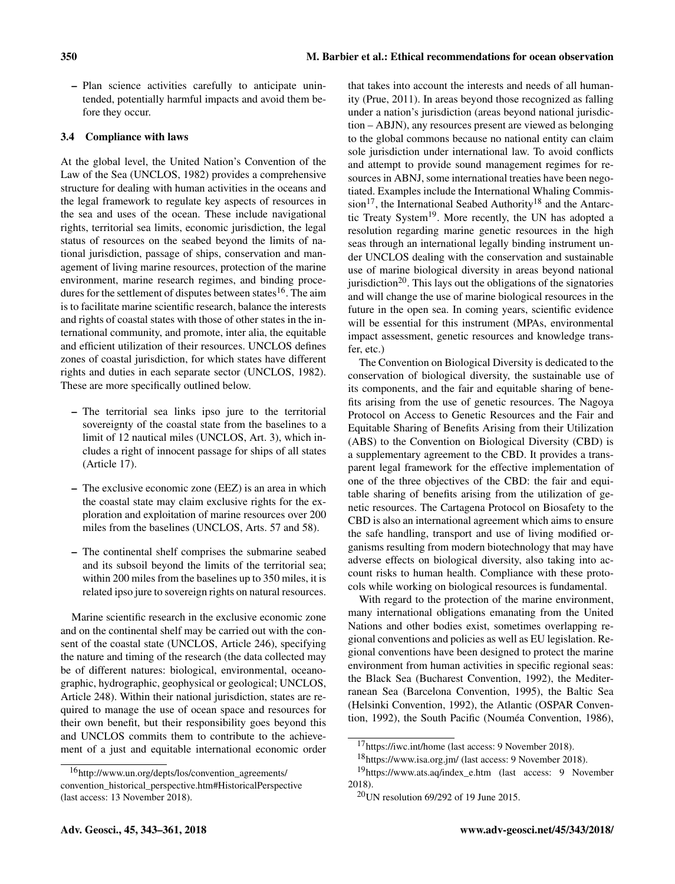– Plan science activities carefully to anticipate unintended, potentially harmful impacts and avoid them before they occur.

### 3.4 Compliance with laws

At the global level, the United Nation's Convention of the Law of the Sea (UNCLOS, 1982) provides a comprehensive structure for dealing with human activities in the oceans and the legal framework to regulate key aspects of resources in the sea and uses of the ocean. These include navigational rights, territorial sea limits, economic jurisdiction, the legal status of resources on the seabed beyond the limits of national jurisdiction, passage of ships, conservation and management of living marine resources, protection of the marine environment, marine research regimes, and binding procedures for the settlement of disputes between states[16]. The aim is to facilitate marine scientific research, balance the interests and rights of coastal states with those of other states in the international community, and promote, inter alia, the equitable and efficient utilization of their resources. UNCLOS defines zones of coastal jurisdiction, for which states have different rights and duties in each separate sector (UNCLOS, 1982). These are more specifically outlined below.

– The territorial sea links ipso jure to the territorial sovereignty of the coastal state from the baselines to a limit of 12 nautical miles (UNCLOS, Art. 3), which includes a right of innocent passage for ships of all states (Article 17).

– The exclusive economic zone (EEZ) is an area in which the coastal state may claim exclusive rights for the exploration and exploitation of marine resources over 200 miles from the baselines (UNCLOS, Arts. 57 and 58).

– The continental shelf comprises the submarine seabed and its subsoil beyond the limits of the territorial sea; within 200 miles from the baselines up to 350 miles, it is related ipso jure to sovereign rights on natural resources.

Marine scientific research in the exclusive economic zone and on the continental shelf may be carried out with the consent of the coastal state (UNCLOS, Article 246), specifying the nature and timing of the research (the data collected may be of different natures: biological, environmental, oceanographic, hydrographic, geophysical or geological; UNCLOS, Article 248). Within their national jurisdiction, states are required to manage the use of ocean space and resources for their own benefit, but their responsibility goes beyond this and UNCLOS commits them to contribute to the achievement of a just and equitable international economic order that takes into account the interests and needs of all humanity (Prue, 2011). In areas beyond those recognized as falling under a nation's jurisdiction (areas beyond national jurisdiction – ABJN), any resources present are viewed as belonging to the global commons because no national entity can claim sole jurisdiction under international law. To avoid conflicts and attempt to provide sound management regimes for resources in ABNJ, some international treaties have been negotiated. Examples include the International Whaling Commission[17], the International Seabed Authority[18] and the Antarctic Treaty System[19]. More recently, the UN has adopted a resolution regarding marine genetic resources in the high seas through an international legally binding instrument under UNCLOS dealing with the conservation and sustainable use of marine biological diversity in areas beyond national jurisdiction[20]. This lays out the obligations of the signatories and will change the use of marine biological resources in the future in the open sea. In coming years, scientific evidence will be essential for this instrument (MPAs, environmental impact assessment, genetic resources and knowledge transfer, etc.)

The Convention on Biological Diversity is dedicated to the conservation of biological diversity, the sustainable use of its components, and the fair and equitable sharing of benefits arising from the use of genetic resources. The Nagoya Protocol on Access to Genetic Resources and the Fair and Equitable Sharing of Benefits Arising from their Utilization (ABS) to the Convention on Biological Diversity (CBD) is a supplementary agreement to the CBD. It provides a transparent legal framework for the effective implementation of one of the three objectives of the CBD: the fair and equitable sharing of benefits arising from the utilization of genetic resources. The Cartagena Protocol on Biosafety to the CBD is also an international agreement which aims to ensure the safe handling, transport and use of living modified organisms resulting from modern biotechnology that may have adverse effects on biological diversity, also taking into account risks to human health. Compliance with these protocols while working on biological resources is fundamental.

With regard to the protection of the marine environment, many international obligations emanating from the United Nations and other bodies exist, sometimes overlapping regional conventions and policies as well as EU legislation. Regional conventions have been designed to protect the marine environment from human activities in specific regional seas: the Black Sea (Bucharest Convention, 1992), the Mediterranean Sea (Barcelona Convention, 1995), the Baltic Sea (Helsinki Convention, 1992), the Atlantic (OSPAR Convention, 1992), the South Pacific (Nouméa Convention, 1986),

---

[16] http://www.un.org/depts/los/convention_agreements/convention_historical_perspective.htm#HistoricalPerspective (last access: 13 November 2018).

[17] https://iwc.int/home (last access: 9 November 2018).

[18] https://www.isa.org.jm/ (last access: 9 November 2018).

[19] https://www.ats.aq/index_e.htm (last access: 9 November 2018).

[20] UN resolution 69/292 of 19 June 2015.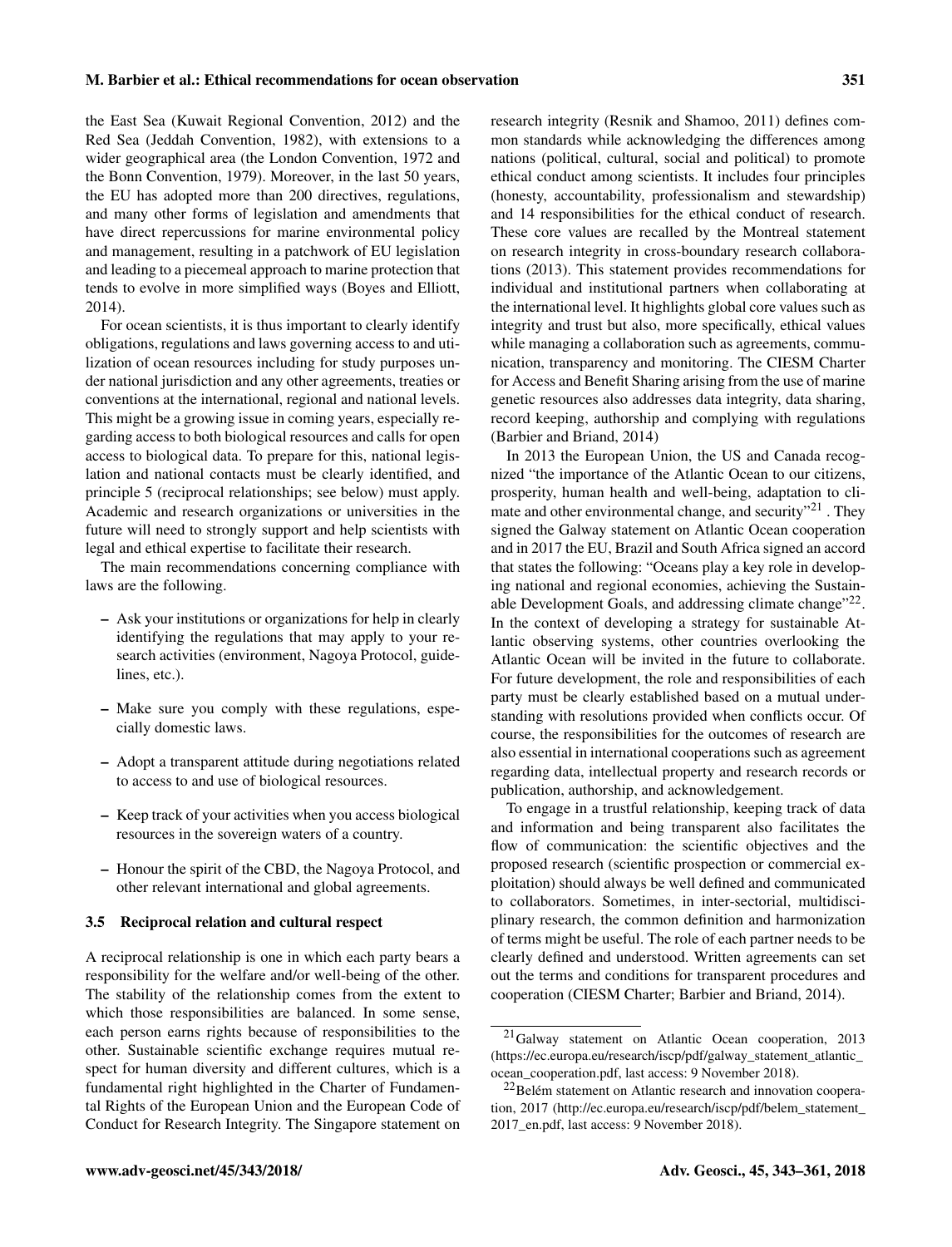the East Sea (Kuwait Regional Convention, 2012) and the Red Sea (Jeddah Convention, 1982), with extensions to a wider geographical area (the London Convention, 1972 and the Bonn Convention, 1979). Moreover, in the last 50 years, the EU has adopted more than 200 directives, regulations, and many other forms of legislation and amendments that have direct repercussions for marine environmental policy and management, resulting in a patchwork of EU legislation and leading to a piecemeal approach to marine protection that tends to evolve in more simplified ways (Boyes and Elliott, 2014).

For ocean scientists, it is thus important to clearly identify obligations, regulations and laws governing access to and utilization of ocean resources including for study purposes under national jurisdiction and any other agreements, treaties or conventions at the international, regional and national levels. This might be a growing issue in coming years, especially regarding access to both biological resources and calls for open access to biological data. To prepare for this, national legislation and national contacts must be clearly identified, and principle 5 (reciprocal relationships; see below) must apply. Academic and research organizations or universities in the future will need to strongly support and help scientists with legal and ethical expertise to facilitate their research.

The main recommendations concerning compliance with laws are the following.

- Ask your institutions or organizations for help in clearly identifying the regulations that may apply to your research activities (environment, Nagoya Protocol, guidelines, etc.).
- Make sure you comply with these regulations, especially domestic laws.
- Adopt a transparent attitude during negotiations related to access to and use of biological resources.
- Keep track of your activities when you access biological resources in the sovereign waters of a country.
- Honour the spirit of the CBD, the Nagoya Protocol, and other relevant international and global agreements.

### 3.5 Reciprocal relation and cultural respect

A reciprocal relationship is one in which each party bears a responsibility for the welfare and/or well-being of the other. The stability of the relationship comes from the extent to which those responsibilities are balanced. In some sense, each person earns rights because of responsibilities to the other. Sustainable scientific exchange requires mutual respect for human diversity and different cultures, which is a fundamental right highlighted in the Charter of Fundamental Rights of the European Union and the European Code of Conduct for Research Integrity. The Singapore statement on research integrity (Resnik and Shamoo, 2011) defines common standards while acknowledging the differences among nations (political, cultural, social and political) to promote ethical conduct among scientists. It includes four principles (honesty, accountability, professionalism and stewardship) and 14 responsibilities for the ethical conduct of research. These core values are recalled by the Montreal statement on research integrity in cross-boundary research collaborations (2013). This statement provides recommendations for individual and institutional partners when collaborating at the international level. It highlights global core values such as integrity and trust but also, more specifically, ethical values while managing a collaboration such as agreements, communication, transparency and monitoring. The CIESM Charter for Access and Benefit Sharing arising from the use of marine genetic resources also addresses data integrity, data sharing, record keeping, authorship and complying with regulations (Barbier and Briand, 2014)

In 2013 the European Union, the US and Canada recognized "the importance of the Atlantic Ocean to our citizens, prosperity, human health and well-being, adaptation to climate and other environmental change, and security"[21]. They signed the Galway statement on Atlantic Ocean cooperation and in 2017 the EU, Brazil and South Africa signed an accord that states the following: "Oceans play a key role in developing national and regional economies, achieving the Sustainable Development Goals, and addressing climate change"[22]. In the context of developing a strategy for sustainable Atlantic observing systems, other countries overlooking the Atlantic Ocean will be invited in the future to collaborate. For future development, the role and responsibilities of each party must be clearly established based on a mutual understanding with resolutions provided when conflicts occur. Of course, the responsibilities for the outcomes of research are also essential in international cooperations such as agreement regarding data, intellectual property and research records or publication, authorship, and acknowledgement.

To engage in a trustful relationship, keeping track of data and information and being transparent also facilitates the flow of communication: the scientific objectives and the proposed research (scientific prospection or commercial exploitation) should always be well defined and communicated to collaborators. Sometimes, in inter-sectorial, multidisciplinary research, the common definition and harmonization of terms might be useful. The role of each partner needs to be clearly defined and understood. Written agreements can set out the terms and conditions for transparent procedures and cooperation (CIESM Charter; Barbier and Briand, 2014).

---

[21] Galway statement on Atlantic Ocean cooperation, 2013 (https://ec.europa.eu/research/iscp/pdf/galway_statement_atlantic_ocean_cooperation.pdf, last access: 9 November 2018).

[22] Belém statement on Atlantic research and innovation cooperation, 2017 (http://ec.europa.eu/research/iscp/pdf/belem_statement_2017_en.pdf, last access: 9 November 2018).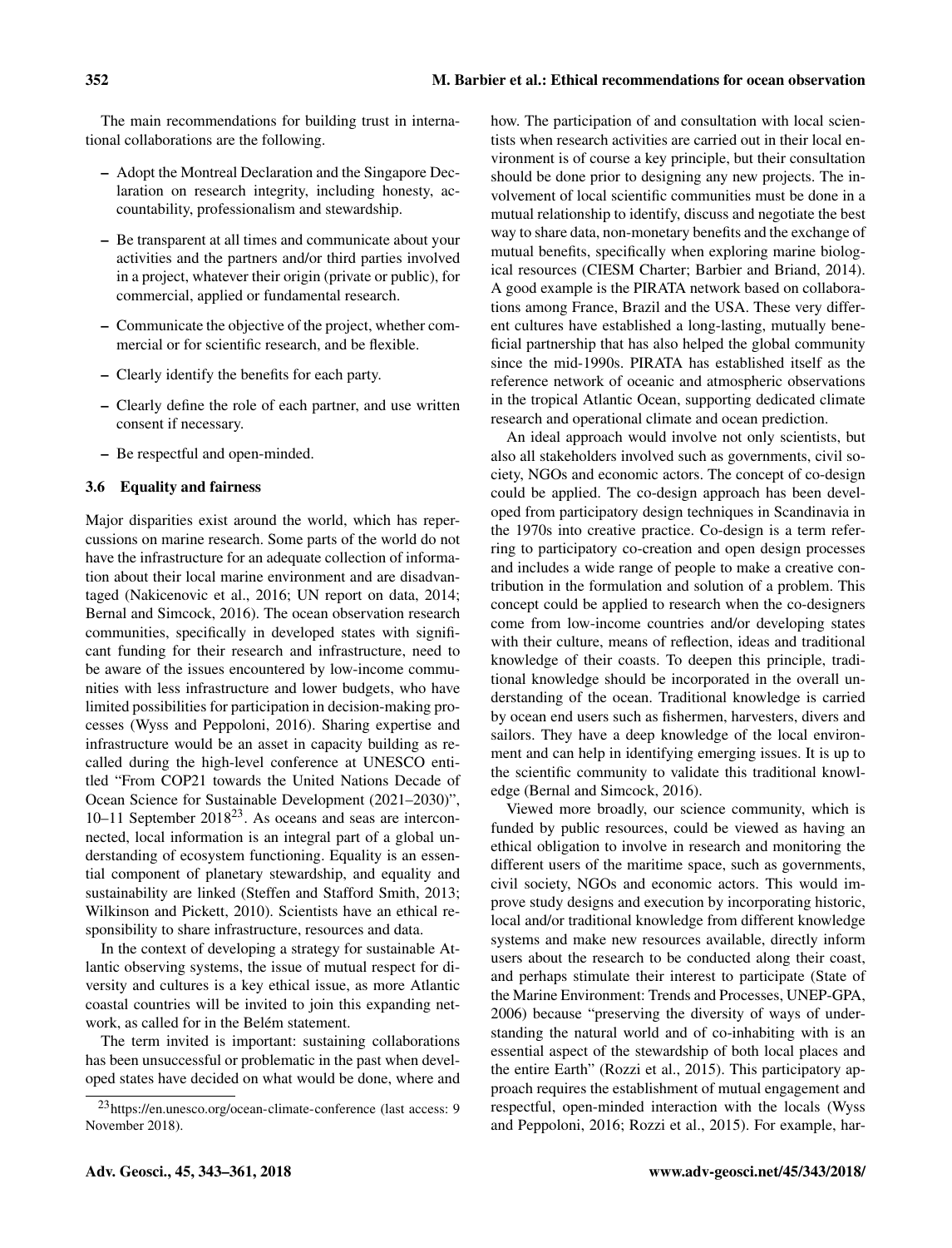The main recommendations for building trust in international collaborations are the following.

- Adopt the Montreal Declaration and the Singapore Declaration on research integrity, including honesty, accountability, professionalism and stewardship.
- Be transparent at all times and communicate about your activities and the partners and/or third parties involved in a project, whatever their origin (private or public), for commercial, applied or fundamental research.
- Communicate the objective of the project, whether commercial or for scientific research, and be flexible.
- Clearly identify the benefits for each party.
- Clearly define the role of each partner, and use written consent if necessary.
- Be respectful and open-minded.

### 3.6 Equality and fairness

Major disparities exist around the world, which has repercussions on marine research. Some parts of the world do not have the infrastructure for an adequate collection of information about their local marine environment and are disadvantaged (Nakicenovic et al., 2016; UN report on data, 2014; Bernal and Simcock, 2016). The ocean observation research communities, specifically in developed states with significant funding for their research and infrastructure, need to be aware of the issues encountered by low-income communities with less infrastructure and lower budgets, who have limited possibilities for participation in decision-making processes (Wyss and Peppoloni, 2016). Sharing expertise and infrastructure would be an asset in capacity building as recalled during the high-level conference at UNESCO entitled "From COP21 towards the United Nations Decade of Ocean Science for Sustainable Development (2021–2030)", 10–11 September 2018[23]. As oceans and seas are interconnected, local information is an integral part of a global understanding of ecosystem functioning. Equality is an essential component of planetary stewardship, and equality and sustainability are linked (Steffen and Stafford Smith, 2013; Wilkinson and Pickett, 2010). Scientists have an ethical responsibility to share infrastructure, resources and data.

In the context of developing a strategy for sustainable Atlantic observing systems, the issue of mutual respect for diversity and cultures is a key ethical issue, as more Atlantic coastal countries will be invited to join this expanding network, as called for in the Belém statement.

The term invited is important: sustaining collaborations has been unsuccessful or problematic in the past when developed states have decided on what would be done, where and how. The participation of and consultation with local scientists when research activities are carried out in their local environment is of course a key principle, but their consultation should be done prior to designing any new projects. The involvement of local scientific communities must be done in a mutual relationship to identify, discuss and negotiate the best way to share data, non-monetary benefits and the exchange of mutual benefits, specifically when exploring marine biological resources (CIESM Charter; Barbier and Briand, 2014). A good example is the PIRATA network based on collaborations among France, Brazil and the USA. These very different cultures have established a long-lasting, mutually beneficial partnership that has also helped the global community since the mid-1990s. PIRATA has established itself as the reference network of oceanic and atmospheric observations in the tropical Atlantic Ocean, supporting dedicated climate research and operational climate and ocean prediction.

An ideal approach would involve not only scientists, but also all stakeholders involved such as governments, civil society, NGOs and economic actors. The concept of co-design could be applied. The co-design approach has been developed from participatory design techniques in Scandinavia in the 1970s into creative practice. Co-design is a term referring to participatory co-creation and open design processes and includes a wide range of people to make a creative contribution in the formulation and solution of a problem. This concept could be applied to research when the co-designers come from low-income countries and/or developing states with their culture, means of reflection, ideas and traditional knowledge of their coasts. To deepen this principle, traditional knowledge should be incorporated in the overall understanding of the ocean. Traditional knowledge is carried by ocean end users such as fishermen, harvesters, divers and sailors. They have a deep knowledge of the local environment and can help in identifying emerging issues. It is up to the scientific community to validate this traditional knowledge (Bernal and Simcock, 2016).

Viewed more broadly, our science community, which is funded by public resources, could be viewed as having an ethical obligation to involve in research and monitoring the different users of the maritime space, such as governments, civil society, NGOs and economic actors. This would improve study designs and execution by incorporating historic, local and/or traditional knowledge from different knowledge systems and make new resources available, directly inform users about the research to be conducted along their coast, and perhaps stimulate their interest to participate (State of the Marine Environment: Trends and Processes, UNEP-GPA, 2006) because "preserving the diversity of ways of understanding the natural world and of co-inhabiting with is an essential aspect of the stewardship of both local places and the entire Earth" (Rozzi et al., 2015). This participatory approach requires the establishment of mutual engagement and respectful, open-minded interaction with the locals (Wyss and Peppoloni, 2016; Rozzi et al., 2015). For example, har-

[23] https://en.unesco.org/ocean-climate-conference (last access: 9 November 2018).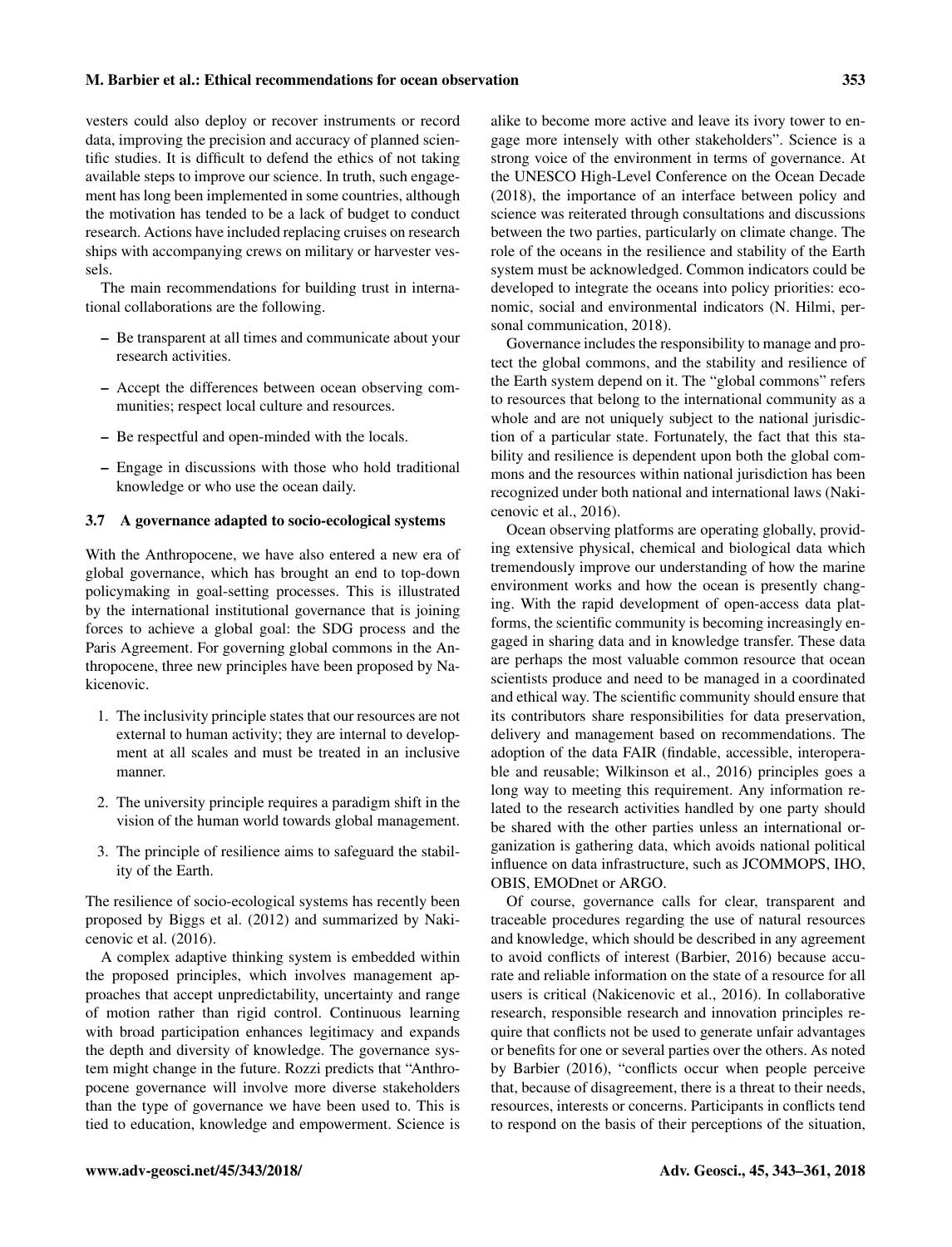vesters could also deploy or recover instruments or record data, improving the precision and accuracy of planned scientific studies. It is difficult to defend the ethics of not taking available steps to improve our science. In truth, such engagement has long been implemented in some countries, although the motivation has tended to be a lack of budget to conduct research. Actions have included replacing cruises on research ships with accompanying crews on military or harvester vessels.

The main recommendations for building trust in international collaborations are the following.

- Be transparent at all times and communicate about your research activities.
- Accept the differences between ocean observing communities; respect local culture and resources.
- Be respectful and open-minded with the locals.
- Engage in discussions with those who hold traditional knowledge or who use the ocean daily.

### 3.7 A governance adapted to socio-ecological systems

With the Anthropocene, we have also entered a new era of global governance, which has brought an end to top-down policymaking in goal-setting processes. This is illustrated by the international institutional governance that is joining forces to achieve a global goal: the SDG process and the Paris Agreement. For governing global commons in the Anthropocene, three new principles have been proposed by Nakicenovic.

1. The inclusivity principle states that our resources are not external to human activity; they are internal to development at all scales and must be treated in an inclusive manner.
2. The university principle requires a paradigm shift in the vision of the human world towards global management.
3. The principle of resilience aims to safeguard the stability of the Earth.

The resilience of socio-ecological systems has recently been proposed by Biggs et al. (2012) and summarized by Nakicenovic et al. (2016).

A complex adaptive thinking system is embedded within the proposed principles, which involves management approaches that accept unpredictability, uncertainty and range of motion rather than rigid control. Continuous learning with broad participation enhances legitimacy and expands the depth and diversity of knowledge. The governance system might change in the future. Rozzi predicts that "Anthropocene governance will involve more diverse stakeholders than the type of governance we have been used to. This is tied to education, knowledge and empowerment. Science is alike to become more active and leave its ivory tower to engage more intensely with other stakeholders". Science is a strong voice of the environment in terms of governance. At the UNESCO High-Level Conference on the Ocean Decade (2018), the importance of an interface between policy and science was reiterated through consultations and discussions between the two parties, particularly on climate change. The role of the oceans in the resilience and stability of the Earth system must be acknowledged. Common indicators could be developed to integrate the oceans into policy priorities: economic, social and environmental indicators (N. Hilmi, personal communication, 2018).

Governance includes the responsibility to manage and protect the global commons, and the stability and resilience of the Earth system depend on it. The "global commons" refers to resources that belong to the international community as a whole and are not uniquely subject to the national jurisdiction of a particular state. Fortunately, the fact that this stability and resilience is dependent upon both the global commons and the resources within national jurisdiction has been recognized under both national and international laws (Nakicenovic et al., 2016).

Ocean observing platforms are operating globally, providing extensive physical, chemical and biological data which tremendously improve our understanding of how the marine environment works and how the ocean is presently changing. With the rapid development of open-access data platforms, the scientific community is becoming increasingly engaged in sharing data and in knowledge transfer. These data are perhaps the most valuable common resource that ocean scientists produce and need to be managed in a coordinated and ethical way. The scientific community should ensure that its contributors share responsibilities for data preservation, delivery and management based on recommendations. The adoption of the data FAIR (findable, accessible, interoperable and reusable; Wilkinson et al., 2016) principles goes a long way to meeting this requirement. Any information related to the research activities handled by one party should be shared with the other parties unless an international organization is gathering data, which avoids national political influence on data infrastructure, such as JCOMMOPS, IHO, OBIS, EMODnet or ARGO.

Of course, governance calls for clear, transparent and traceable procedures regarding the use of natural resources and knowledge, which should be described in any agreement to avoid conflicts of interest (Barbier, 2016) because accurate and reliable information on the state of a resource for all users is critical (Nakicenovic et al., 2016). In collaborative research, responsible research and innovation principles require that conflicts not be used to generate unfair advantages or benefits for one or several parties over the others. As noted by Barbier (2016), "conflicts occur when people perceive that, because of disagreement, there is a threat to their needs, resources, interests or concerns. Participants in conflicts tend to respond on the basis of their perceptions of the situation,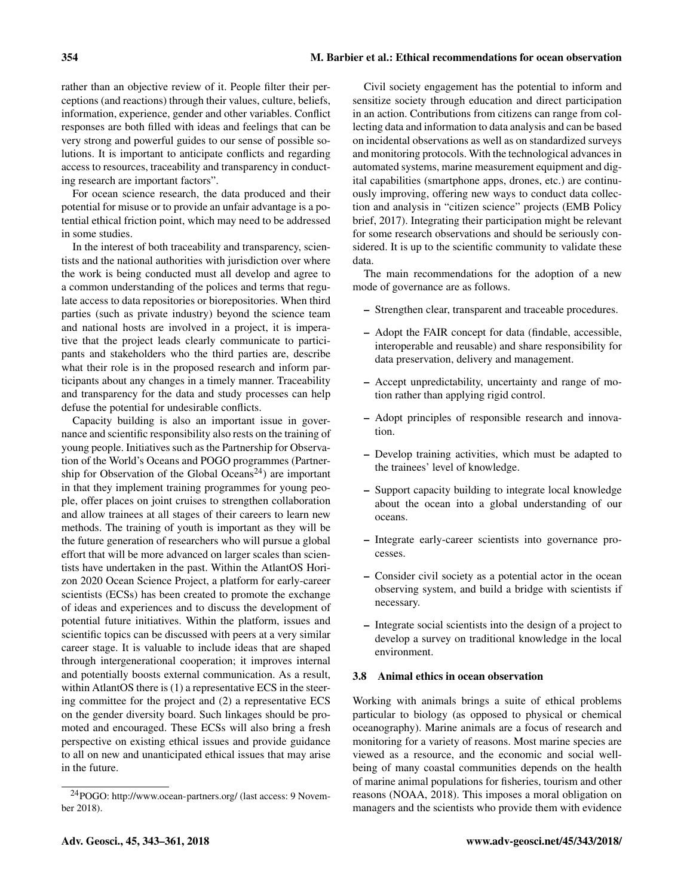rather than an objective review of it. People filter their perceptions (and reactions) through their values, culture, beliefs, information, experience, gender and other variables. Conflict responses are both filled with ideas and feelings that can be very strong and powerful guides to our sense of possible solutions. It is important to anticipate conflicts and regarding access to resources, traceability and transparency in conducting research are important factors".

For ocean science research, the data produced and their potential for misuse or to provide an unfair advantage is a potential ethical friction point, which may need to be addressed in some studies.

In the interest of both traceability and transparency, scientists and the national authorities with jurisdiction over where the work is being conducted must all develop and agree to a common understanding of the polices and terms that regulate access to data repositories or biorepositories. When third parties (such as private industry) beyond the science team and national hosts are involved in a project, it is imperative that the project leads clearly communicate to participants and stakeholders who the third parties are, describe what their role is in the proposed research and inform participants about any changes in a timely manner. Traceability and transparency for the data and study processes can help defuse the potential for undesirable conflicts.

Capacity building is also an important issue in governance and scientific responsibility also rests on the training of young people. Initiatives such as the Partnership for Observation of the World's Oceans and POGO programmes (Partnership for Observation of the Global Oceans[24]) are important in that they implement training programmes for young people, offer places on joint cruises to strengthen collaboration and allow trainees at all stages of their careers to learn new methods. The training of youth is important as they will be the future generation of researchers who will pursue a global effort that will be more advanced on larger scales than scientists have undertaken in the past. Within the AtlantOS Horizon 2020 Ocean Science Project, a platform for early-career scientists (ECSs) has been created to promote the exchange of ideas and experiences and to discuss the development of potential future initiatives. Within the platform, issues and scientific topics can be discussed with peers at a very similar career stage. It is valuable to include ideas that are shaped through intergenerational cooperation; it improves internal and potentially boosts external communication. As a result, within AtlantOS there is (1) a representative ECS in the steering committee for the project and (2) a representative ECS on the gender diversity board. Such linkages should be promoted and encouraged. These ECSs will also bring a fresh perspective on existing ethical issues and provide guidance to all on new and unanticipated ethical issues that may arise in the future.

[24] POGO: http://www.ocean-partners.org/ (last access: 9 November 2018).

Civil society engagement has the potential to inform and sensitize society through education and direct participation in an action. Contributions from citizens can range from collecting data and information to data analysis and can be based on incidental observations as well as on standardized surveys and monitoring protocols. With the technological advances in automated systems, marine measurement equipment and digital capabilities (smartphone apps, drones, etc.) are continuously improving, offering new ways to conduct data collection and analysis in "citizen science" projects (EMB Policy brief, 2017). Integrating their participation might be relevant for some research observations and should be seriously considered. It is up to the scientific community to validate these data.

The main recommendations for the adoption of a new mode of governance are as follows.

- Strengthen clear, transparent and traceable procedures.
- Adopt the FAIR concept for data (findable, accessible, interoperable and reusable) and share responsibility for data preservation, delivery and management.
- Accept unpredictability, uncertainty and range of motion rather than applying rigid control.
- Adopt principles of responsible research and innovation.
- Develop training activities, which must be adapted to the trainees' level of knowledge.
- Support capacity building to integrate local knowledge about the ocean into a global understanding of our oceans.
- Integrate early-career scientists into governance processes.
- Consider civil society as a potential actor in the ocean observing system, and build a bridge with scientists if necessary.
- Integrate social scientists into the design of a project to develop a survey on traditional knowledge in the local environment.

### 3.8 Animal ethics in ocean observation

Working with animals brings a suite of ethical problems particular to biology (as opposed to physical or chemical oceanography). Marine animals are a focus of research and monitoring for a variety of reasons. Most marine species are viewed as a resource, and the economic and social wellbeing of many coastal communities depends on the health of marine animal populations for fisheries, tourism and other reasons (NOAA, 2018). This imposes a moral obligation on managers and the scientists who provide them with evidence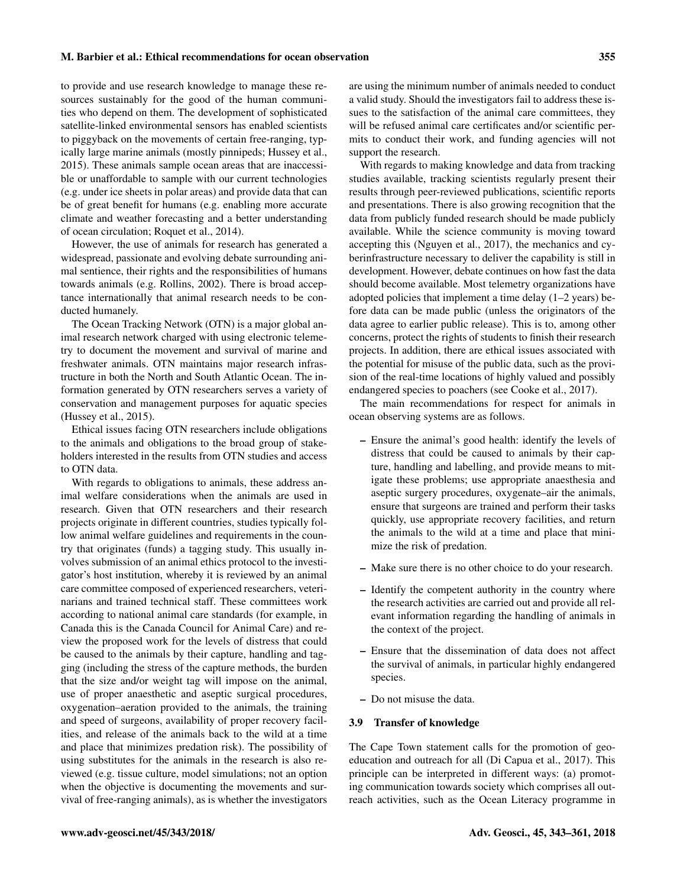to provide and use research knowledge to manage these resources sustainably for the good of the human communities who depend on them. The development of sophisticated satellite-linked environmental sensors has enabled scientists to piggyback on the movements of certain free-ranging, typically large marine animals (mostly pinnipeds; Hussey et al., 2015). These animals sample ocean areas that are inaccessible or unaffordable to sample with our current technologies (e.g. under ice sheets in polar areas) and provide data that can be of great benefit for humans (e.g. enabling more accurate climate and weather forecasting and a better understanding of ocean circulation; Roquet et al., 2014).

However, the use of animals for research has generated a widespread, passionate and evolving debate surrounding animal sentience, their rights and the responsibilities of humans towards animals (e.g. Rollins, 2002). There is broad acceptance internationally that animal research needs to be conducted humanely.

The Ocean Tracking Network (OTN) is a major global animal research network charged with using electronic telemetry to document the movement and survival of marine and freshwater animals. OTN maintains major research infrastructure in both the North and South Atlantic Ocean. The information generated by OTN researchers serves a variety of conservation and management purposes for aquatic species (Hussey et al., 2015).

Ethical issues facing OTN researchers include obligations to the animals and obligations to the broad group of stakeholders interested in the results from OTN studies and access to OTN data.

With regards to obligations to animals, these address animal welfare considerations when the animals are used in research. Given that OTN researchers and their research projects originate in different countries, studies typically follow animal welfare guidelines and requirements in the country that originates (funds) a tagging study. This usually involves submission of an animal ethics protocol to the investigator's host institution, whereby it is reviewed by an animal care committee composed of experienced researchers, veterinarians and trained technical staff. These committees work according to national animal care standards (for example, in Canada this is the Canada Council for Animal Care) and review the proposed work for the levels of distress that could be caused to the animals by their capture, handling and tagging (including the stress of the capture methods, the burden that the size and/or weight tag will impose on the animal, use of proper anaesthetic and aseptic surgical procedures, oxygenation–aeration provided to the animals, the training and speed of surgeons, availability of proper recovery facilities, and release of the animals back to the wild at a time and place that minimizes predation risk). The possibility of using substitutes for the animals in the research is also reviewed (e.g. tissue culture, model simulations; not an option when the objective is documenting the movements and survival of free-ranging animals), as is whether the investigators are using the minimum number of animals needed to conduct a valid study. Should the investigators fail to address these issues to the satisfaction of the animal care committees, they will be refused animal care certificates and/or scientific permits to conduct their work, and funding agencies will not support the research.

With regards to making knowledge and data from tracking studies available, tracking scientists regularly present their results through peer-reviewed publications, scientific reports and presentations. There is also growing recognition that the data from publicly funded research should be made publicly available. While the science community is moving toward accepting this (Nguyen et al., 2017), the mechanics and cyberinfrastructure necessary to deliver the capability is still in development. However, debate continues on how fast the data should become available. Most telemetry organizations have adopted policies that implement a time delay (1–2 years) before data can be made public (unless the originators of the data agree to earlier public release). This is to, among other concerns, protect the rights of students to finish their research projects. In addition, there are ethical issues associated with the potential for misuse of the public data, such as the provision of the real-time locations of highly valued and possibly endangered species to poachers (see Cooke et al., 2017).

The main recommendations for respect for animals in ocean observing systems are as follows.

- Ensure the animal's good health: identify the levels of distress that could be caused to animals by their capture, handling and labelling, and provide means to mitigate these problems; use appropriate anaesthesia and aseptic surgery procedures, oxygenate–air the animals, ensure that surgeons are trained and perform their tasks quickly, use appropriate recovery facilities, and return the animals to the wild at a time and place that minimize the risk of predation.
- Make sure there is no other choice to do your research.
- Identify the competent authority in the country where the research activities are carried out and provide all relevant information regarding the handling of animals in the context of the project.
- Ensure that the dissemination of data does not affect the survival of animals, in particular highly endangered species.
- Do not misuse the data.

### 3.9 Transfer of knowledge

The Cape Town statement calls for the promotion of geoeducation and outreach for all (Di Capua et al., 2017). This principle can be interpreted in different ways: (a) promoting communication towards society which comprises all outreach activities, such as the Ocean Literacy programme in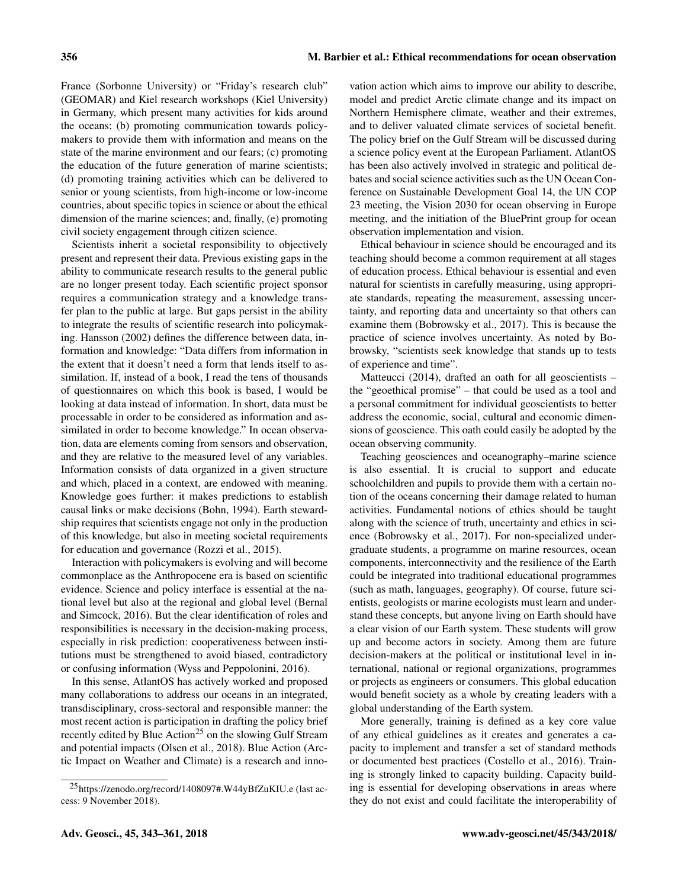France (Sorbonne University) or "Friday's research club" (GEOMAR) and Kiel research workshops (Kiel University) in Germany, which present many activities for kids around the oceans; (b) promoting communication towards policymakers to provide them with information and means on the state of the marine environment and our fears; (c) promoting the education of the future generation of marine scientists; (d) promoting training activities which can be delivered to senior or young scientists, from high-income or low-income countries, about specific topics in science or about the ethical dimension of the marine sciences; and, finally, (e) promoting civil society engagement through citizen science.

Scientists inherit a societal responsibility to objectively present and represent their data. Previous existing gaps in the ability to communicate research results to the general public are no longer present today. Each scientific project sponsor requires a communication strategy and a knowledge transfer plan to the public at large. But gaps persist in the ability to integrate the results of scientific research into policymaking. Hansson (2002) defines the difference between data, information and knowledge: "Data differs from information in the extent that it doesn't need a form that lends itself to assimilation. If, instead of a book, I read the tens of thousands of questionnaires on which this book is based, I would be looking at data instead of information. In short, data must be processable in order to be considered as information and assimilated in order to become knowledge." In ocean observation, data are elements coming from sensors and observation, and they are relative to the measured level of any variables. Information consists of data organized in a given structure and which, placed in a context, are endowed with meaning. Knowledge goes further: it makes predictions to establish causal links or make decisions (Bohn, 1994). Earth stewardship requires that scientists engage not only in the production of this knowledge, but also in meeting societal requirements for education and governance (Rozzi et al., 2015).

Interaction with policymakers is evolving and will become commonplace as the Anthropocene era is based on scientific evidence. Science and policy interface is essential at the national level but also at the regional and global level (Bernal and Simcock, 2016). But the clear identification of roles and responsibilities is necessary in the decision-making process, especially in risk prediction: cooperativeness between institutions must be strengthened to avoid biased, contradictory or confusing information (Wyss and Peppolonini, 2016).

In this sense, AtlantOS has actively worked and proposed many collaborations to address our oceans in an integrated, transdisciplinary, cross-sectoral and responsible manner: the most recent action is participation in drafting the policy brief recently edited by Blue Action[25] on the slowing Gulf Stream and potential impacts (Olsen et al., 2018). Blue Action (Arctic Impact on Weather and Climate) is a research and innovation action which aims to improve our ability to describe, model and predict Arctic climate change and its impact on Northern Hemisphere climate, weather and their extremes, and to deliver valuated climate services of societal benefit. The policy brief on the Gulf Stream will be discussed during a science policy event at the European Parliament. AtlantOS has been also actively involved in strategic and political debates and social science activities such as the UN Ocean Conference on Sustainable Development Goal 14, the UN COP 23 meeting, the Vision 2030 for ocean observing in Europe meeting, and the initiation of the BluePrint group for ocean observation implementation and vision.

Ethical behaviour in science should be encouraged and its teaching should become a common requirement at all stages of education process. Ethical behaviour is essential and even natural for scientists in carefully measuring, using appropriate standards, repeating the measurement, assessing uncertainty, and reporting data and uncertainty so that others can examine them (Bobrowsky et al., 2017). This is because the practice of science involves uncertainty. As noted by Bobrowsky, "scientists seek knowledge that stands up to tests of experience and time".

Matteucci (2014), drafted an oath for all geoscientists – the "geoethical promise" – that could be used as a tool and a personal commitment for individual geoscientists to better address the economic, social, cultural and economic dimensions of geoscience. This oath could easily be adopted by the ocean observing community.

Teaching geosciences and oceanography–marine science is also essential. It is crucial to support and educate schoolchildren and pupils to provide them with a certain notion of the oceans concerning their damage related to human activities. Fundamental notions of ethics should be taught along with the science of truth, uncertainty and ethics in science (Bobrowsky et al., 2017). For non-specialized undergraduate students, a programme on marine resources, ocean components, interconnectivity and the resilience of the Earth could be integrated into traditional educational programmes (such as math, languages, geography). Of course, future scientists, geologists or marine ecologists must learn and understand these concepts, but anyone living on Earth should have a clear vision of our Earth system. These students will grow up and become actors in society. Among them are future decision-makers at the political or institutional level in international, national or regional organizations, programmes or projects as engineers or consumers. This global education would benefit society as a whole by creating leaders with a global understanding of the Earth system.

More generally, training is defined as a key core value of any ethical guidelines as it creates and generates a capacity to implement and transfer a set of standard methods or documented best practices (Costello et al., 2016). Training is strongly linked to capacity building. Capacity building is essential for developing observations in areas where they do not exist and could facilitate the interoperability of

[25] https://zenodo.org/record/1408097#.W44yBfZuKIU.e (last access: 9 November 2018).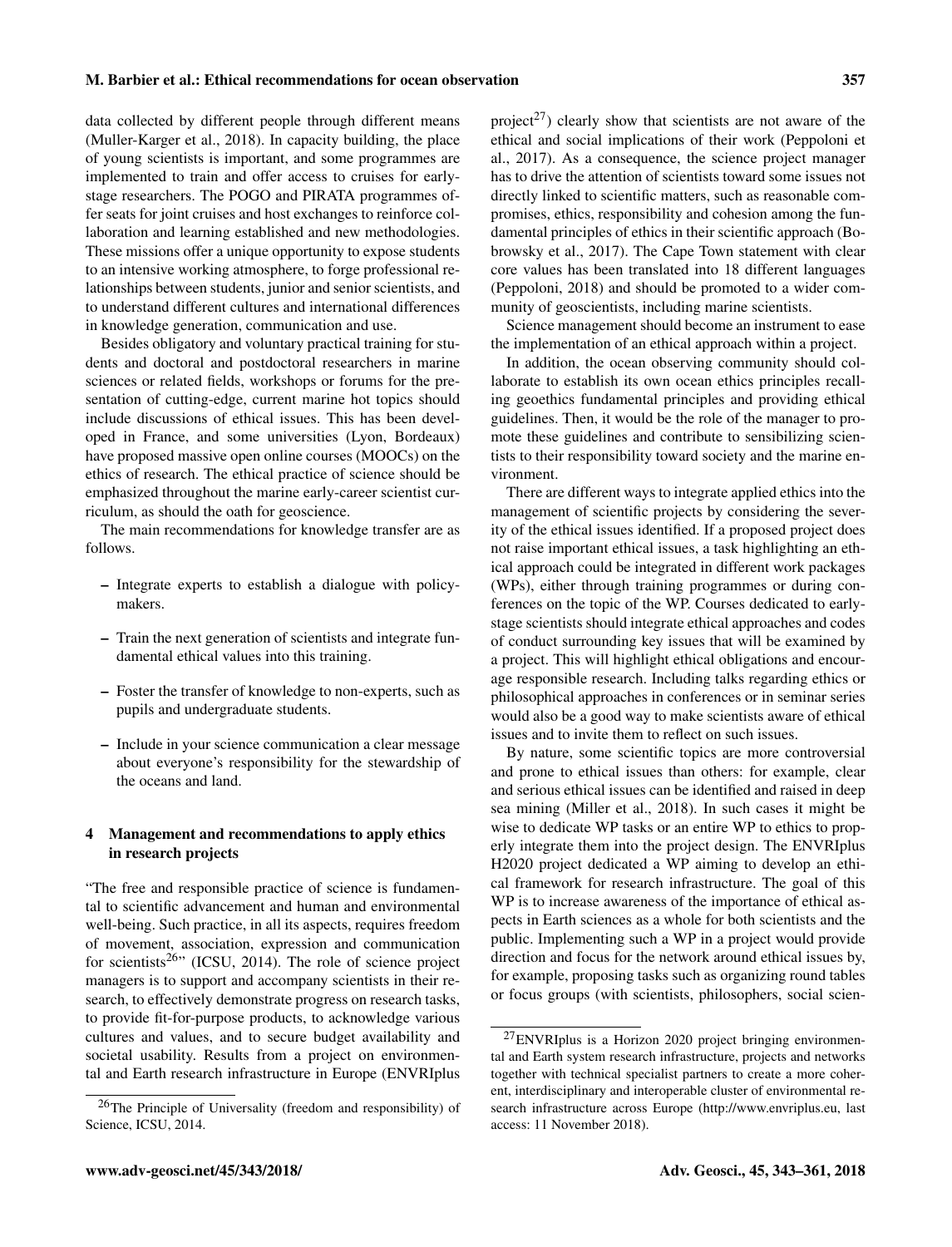data collected by different people through different means (Muller-Karger et al., 2018). In capacity building, the place of young scientists is important, and some programmes are implemented to train and offer access to cruises for early-stage researchers. The POGO and PIRATA programmes offer seats for joint cruises and host exchanges to reinforce collaboration and learning established and new methodologies. These missions offer a unique opportunity to expose students to an intensive working atmosphere, to forge professional relationships between students, junior and senior scientists, and to understand different cultures and international differences in knowledge generation, communication and use.

Besides obligatory and voluntary practical training for students and doctoral and postdoctoral researchers in marine sciences or related fields, workshops or forums for the presentation of cutting-edge, current marine hot topics should include discussions of ethical issues. This has been developed in France, and some universities (Lyon, Bordeaux) have proposed massive open online courses (MOOCs) on the ethics of research. The ethical practice of science should be emphasized throughout the marine early-career scientist curriculum, as should the oath for geoscience.

The main recommendations for knowledge transfer are as follows.

- Integrate experts to establish a dialogue with policymakers.
- Train the next generation of scientists and integrate fundamental ethical values into this training.
- Foster the transfer of knowledge to non-experts, such as pupils and undergraduate students.
- Include in your science communication a clear message about everyone's responsibility for the stewardship of the oceans and land.

## 4 Management and recommendations to apply ethics in research projects

"The free and responsible practice of science is fundamental to scientific advancement and human and environmental well-being. Such practice, in all its aspects, requires freedom of movement, association, expression and communication for scientists[26]" (ICSU, 2014). The role of science project managers is to support and accompany scientists in their research, to effectively demonstrate progress on research tasks, to provide fit-for-purpose products, to acknowledge various cultures and values, and to secure budget availability and societal usability. Results from a project on environmental and Earth research infrastructure in Europe (ENVRIplus project[27]) clearly show that scientists are not aware of the ethical and social implications of their work (Peppoloni et al., 2017). As a consequence, the science project manager has to drive the attention of scientists toward some issues not directly linked to scientific matters, such as reasonable compromises, ethics, responsibility and cohesion among the fundamental principles of ethics in their scientific approach (Bobrowsky et al., 2017). The Cape Town statement with clear core values has been translated into 18 different languages (Peppoloni, 2018) and should be promoted to a wider community of geoscientists, including marine scientists.

Science management should become an instrument to ease the implementation of an ethical approach within a project.

In addition, the ocean observing community should collaborate to establish its own ocean ethics principles recalling geoethics fundamental principles and providing ethical guidelines. Then, it would be the role of the manager to promote these guidelines and contribute to sensibilizing scientists to their responsibility toward society and the marine environment.

There are different ways to integrate applied ethics into the management of scientific projects by considering the severity of the ethical issues identified. If a proposed project does not raise important ethical issues, a task highlighting an ethical approach could be integrated in different work packages (WPs), either through training programmes or during conferences on the topic of the WP. Courses dedicated to early-stage scientists should integrate ethical approaches and codes of conduct surrounding key issues that will be examined by a project. This will highlight ethical obligations and encourage responsible research. Including talks regarding ethics or philosophical approaches in conferences or in seminar series would also be a good way to make scientists aware of ethical issues and to invite them to reflect on such issues.

By nature, some scientific topics are more controversial and prone to ethical issues than others: for example, clear and serious ethical issues can be identified and raised in deep sea mining (Miller et al., 2018). In such cases it might be wise to dedicate WP tasks or an entire WP to ethics to properly integrate them into the project design. The ENVRIplus H2020 project dedicated a WP aiming to develop an ethical framework for research infrastructure. The goal of this WP is to increase awareness of the importance of ethical aspects in Earth sciences as a whole for both scientists and the public. Implementing such a WP in a project would provide direction and focus for the network around ethical issues by, for example, proposing tasks such as organizing round tables or focus groups (with scientists, philosophers, social scien-

[26] The Principle of Universality (freedom and responsibility) of Science, ICSU, 2014.

[27] ENVRIplus is a Horizon 2020 project bringing environmental and Earth system research infrastructure, projects and networks together with technical specialist partners to create a more coherent, interdisciplinary and interoperable cluster of environmental research infrastructure across Europe (http://www.envriplus.eu, last access: 11 November 2018).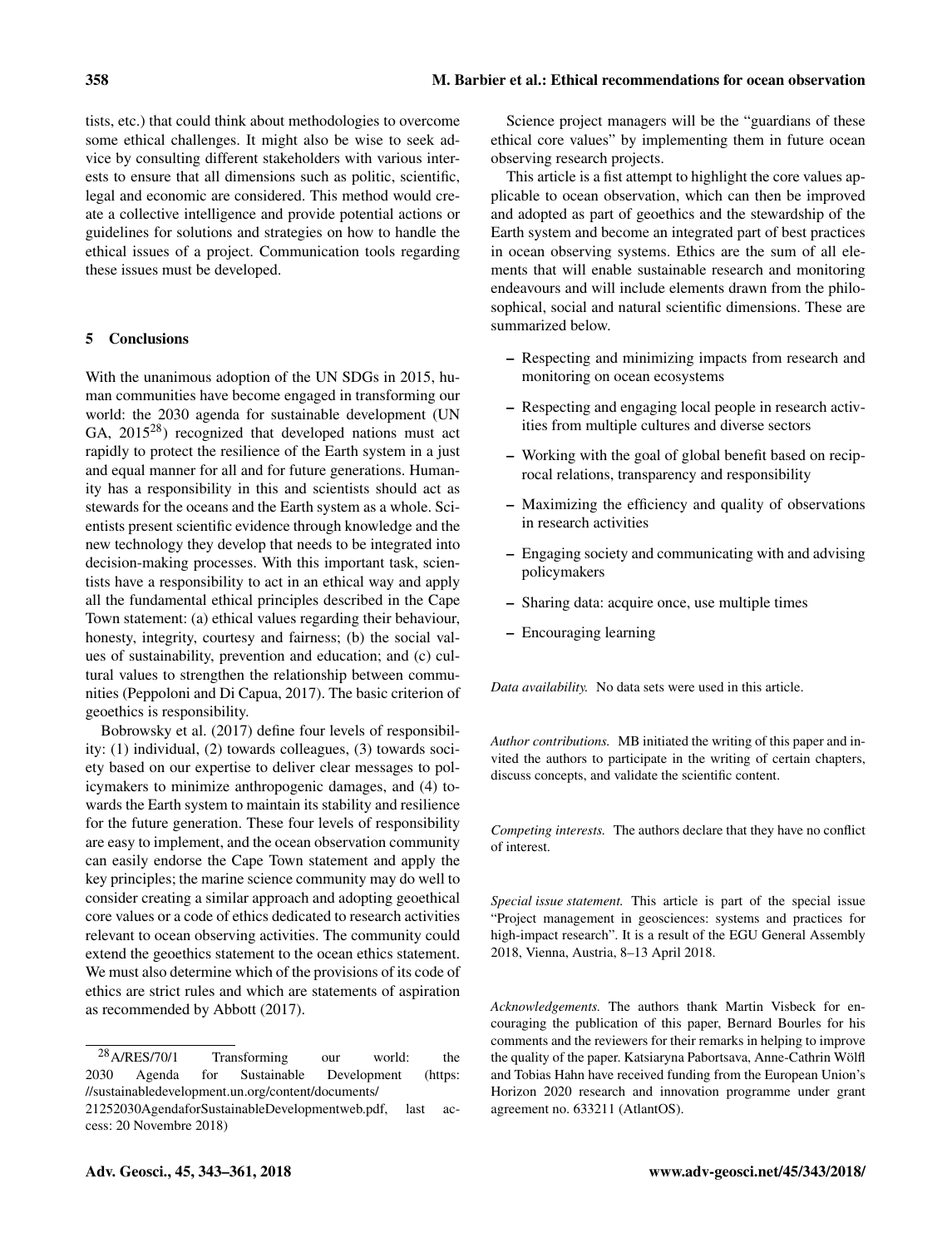tists, etc.) that could think about methodologies to overcome some ethical challenges. It might also be wise to seek advice by consulting different stakeholders with various interests to ensure that all dimensions such as politic, scientific, legal and economic are considered. This method would create a collective intelligence and provide potential actions or guidelines for solutions and strategies on how to handle the ethical issues of a project. Communication tools regarding these issues must be developed.

## 5 Conclusions

With the unanimous adoption of the UN SDGs in 2015, human communities have become engaged in transforming our world: the 2030 agenda for sustainable development (UN GA, 2015[28]) recognized that developed nations must act rapidly to protect the resilience of the Earth system in a just and equal manner for all and for future generations. Humanity has a responsibility in this and scientists should act as stewards for the oceans and the Earth system as a whole. Scientists present scientific evidence through knowledge and the new technology they develop that needs to be integrated into decision-making processes. With this important task, scientists have a responsibility to act in an ethical way and apply all the fundamental ethical principles described in the Cape Town statement: (a) ethical values regarding their behaviour, honesty, integrity, courtesy and fairness; (b) the social values of sustainability, prevention and education; and (c) cultural values to strengthen the relationship between communities (Peppoloni and Di Capua, 2017). The basic criterion of geoethics is responsibility.

Bobrowsky et al. (2017) define four levels of responsibility: (1) individual, (2) towards colleagues, (3) towards society based on our expertise to deliver clear messages to policymakers to minimize anthropogenic damages, and (4) towards the Earth system to maintain its stability and resilience for the future generation. These four levels of responsibility are easy to implement, and the ocean observation community can easily endorse the Cape Town statement and apply the key principles; the marine science community may do well to consider creating a similar approach and adopting geoethical core values or a code of ethics dedicated to research activities relevant to ocean observing activities. The community could extend the geoethics statement to the ocean ethics statement. We must also determine which of the provisions of its code of ethics are strict rules and which are statements of aspiration as recommended by Abbott (2017).

Science project managers will be the "guardians of these ethical core values" by implementing them in future ocean observing research projects.

This article is a fist attempt to highlight the core values applicable to ocean observation, which can then be improved and adopted as part of geoethics and the stewardship of the Earth system and become an integrated part of best practices in ocean observing systems. Ethics are the sum of all elements that will enable sustainable research and monitoring endeavours and will include elements drawn from the philosophical, social and natural scientific dimensions. These are summarized below.

- Respecting and minimizing impacts from research and monitoring on ocean ecosystems
- Respecting and engaging local people in research activities from multiple cultures and diverse sectors
- Working with the goal of global benefit based on reciprocal relations, transparency and responsibility
- Maximizing the efficiency and quality of observations in research activities
- Engaging society and communicating with and advising policymakers
- Sharing data: acquire once, use multiple times
- Encouraging learning

*Data availability.* No data sets were used in this article.

*Author contributions.* MB initiated the writing of this paper and invited the authors to participate in the writing of certain chapters, discuss concepts, and validate the scientific content.

*Competing interests.* The authors declare that they have no conflict of interest.

*Special issue statement.* This article is part of the special issue "Project management in geosciences: systems and practices for high-impact research". It is a result of the EGU General Assembly 2018, Vienna, Austria, 8–13 April 2018.

*Acknowledgements.* The authors thank Martin Visbeck for encouraging the publication of this paper, Bernard Bourles for his comments and the reviewers for their remarks in helping to improve the quality of the paper. Katsiaryna Pabortsava, Anne-Cathrin Wölfl and Tobias Hahn have received funding from the European Union's Horizon 2020 research and innovation programme under grant agreement no. 633211 (AtlantOS).

[28] A/RES/70/1 Transforming our world: the 2030 Agenda for Sustainable Development (https://sustainabledevelopment.un.org/content/documents/21252030AgendaforSustainableDevelopmentweb.pdf, last access: 20 Novembre 2018)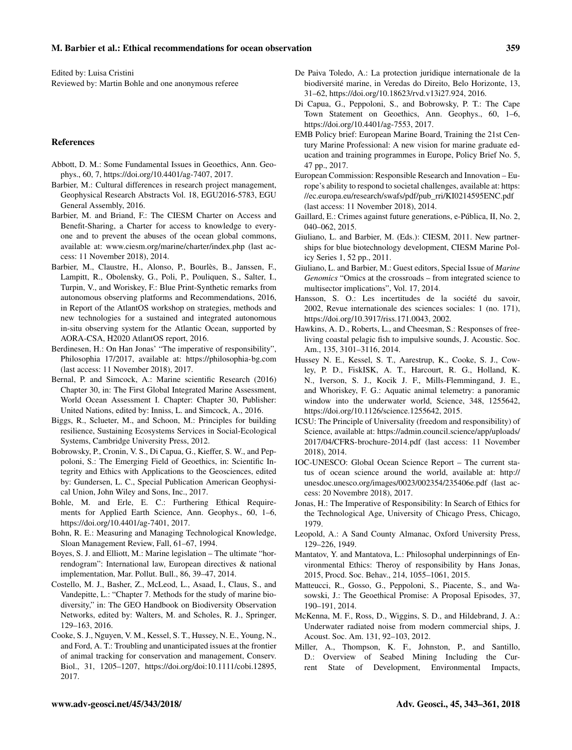Edited by: Luisa Cristini
Reviewed by: Martin Bohle and one anonymous referee

## References

Abbott, D. M.: Some Fundamental Issues in Geoethics, Ann. Geophys., 60, 7, https://doi.org/10.4401/ag-7407, 2017.

Barbier, M.: Cultural differences in research project management, Geophysical Research Abstracts Vol. 18, EGU2016-5783, EGU General Assembly, 2016.

Barbier, M. and Briand, F.: The CIESM Charter on Access and Benefit-Sharing, a Charter for access to knowledge to everyone and to prevent the abuses of the ocean global commons, available at: www.ciesm.org/marine/charter/index.php (last access: 11 November 2018), 2014.

Barbier, M., Claustre, H., Alonso, P., Bourlès, B., Janssen, F., Lampitt, R., Obolensky, G., Poli, P., Pouliquen, S., Salter, I., Turpin, V., and Woriskey, F.: Blue Print-Synthetic remarks from autonomous observing platforms and Recommendations, 2016, in Report of the AtlantOS workshop on strategies, methods and new technologies for a sustained and integrated autonomous in-situ observing system for the Atlantic Ocean, supported by AORA-CSA, H2020 AtlantOS report, 2016.

Berdinesen, H.: On Han Jonas' "The imperative of responsibility", Philosophia 17/2017, available at: https://philosophia-bg.com (last access: 11 November 2018), 2017.

Bernal, P. and Simcock, A.: Marine scientific Research (2016) Chapter 30, in: The First Global Integrated Marine Assessment, World Ocean Assessment I. Chapter: Chapter 30, Publisher: United Nations, edited by: Inniss, L. and Simcock, A., 2016.

Biggs, R., Schlueter, M., and Schoon, M.: Principles for building resilience, Sustaining Ecosystems Services in Social-Ecological Systems, Cambridge University Press, 2012.

Bobrowsky, P., Cronin, V. S., Di Capua, G., Kieffer, S. W., and Peppoloni, S.: The Emerging Field of Geoethics, in: Scientific Integrity and Ethics with Applications to the Geosciences, edited by: Gundersen, L. C., Special Publication American Geophysical Union, John Wiley and Sons, Inc., 2017.

Bohle, M. and Erle, E. C.: Furthering Ethical Requirements for Applied Earth Science, Ann. Geophys., 60, 1–6, https://doi.org/10.4401/ag-7401, 2017.

Bohn, R. E.: Measuring and Managing Technological Knowledge, Sloan Management Review, Fall, 61–67, 1994.

Boyes, S. J. and Elliott, M.: Marine legislation – The ultimate "horrendogram": International law, European directives & national implementation, Mar. Pollut. Bull., 86, 39–47, 2014.

Costello, M. J., Basher, Z., McLeod, L., Asaad, I., Claus, S., and Vandepitte, L.: "Chapter 7. Methods for the study of marine biodiversity," in: The GEO Handbook on Biodiversity Observation Networks, edited by: Walters, M. and Scholes, R. J., Springer, 129–163, 2016.

Cooke, S. J., Nguyen, V. M., Kessel, S. T., Hussey, N. E., Young, N., and Ford, A. T.: Troubling and unanticipated issues at the frontier of animal tracking for conservation and management, Conserv. Biol., 31, 1205–1207, https://doi.org/doi:10.1111/cobi.12895, 2017.

De Paiva Toledo, A.: La protection juridique internationale de la biodiversité marine, in Veredas do Direito, Belo Horizonte, 13, 31–62, https://doi.org/10.18623/rvd.v13i27.924, 2016.

Di Capua, G., Peppoloni, S., and Bobrowsky, P. T.: The Cape Town Statement on Geoethics, Ann. Geophys., 60, 1–6, https://doi.org/10.4401/ag-7553, 2017.

EMB Policy brief: European Marine Board, Training the 21st Century Marine Professional: A new vision for marine graduate education and training programmes in Europe, Policy Brief No. 5, 47 pp., 2017.

European Commission: Responsible Research and Innovation – Europe's ability to respond to societal challenges, available at: https://ec.europa.eu/research/swafs/pdf/pub_rri/KI0214595ENC.pdf (last access: 11 November 2018), 2014.

Gaillard, E.: Crimes against future generations, e-Pública, II, No. 2, 040–062, 2015.

Giuliano, L. and Barbier, M. (Eds.): CIESM, 2011. New partnerships for blue biotechnology development, CIESM Marine Policy Series 1, 52 pp., 2011.

Giuliano, L. and Barbier, M.: Guest editors, Special Issue of *Marine Genomics* "Omics at the crossroads – from integrated science to multisector implications", Vol. 17, 2014.

Hansson, S. O.: Les incertitudes de la société du savoir, 2002, Revue internationale des sciences sociales: 1 (no. 171), https://doi.org/10.3917/riss.171.0043, 2002.

Hawkins, A. D., Roberts, L., and Cheesman, S.: Responses of free-living coastal pelagic fish to impulsive sounds, J. Acoustic. Soc. Am., 135, 3101–3116, 2014.

Hussey N. E., Kessel, S. T., Aarestrup, K., Cooke, S. J., Cowley, P. D., FiskISK, A. T., Harcourt, R. G., Holland, K. N., Iverson, S. J., Kocik J. F., Mills-Flemmingand, J. E., and Whoriskey, F. G.: Aquatic animal telemetry: a panoramic window into the underwater world, Science, 348, 1255642, https://doi.org/10.1126/science.1255642, 2015.

ICSU: The Principle of Universality (freedom and responsibility) of Science, available at: https://admin.council.science/app/uploads/2017/04/CFRS-brochure-2014.pdf (last access: 11 November 2018), 2014.

IOC-UNESCO: Global Ocean Science Report – The current status of ocean science around the world, available at: http://unesdoc.unesco.org/images/0023/002354/235406e.pdf (last access: 20 Novembre 2018), 2017.

Jonas, H.: The Imperative of Responsibility: In Search of Ethics for the Technological Age, University of Chicago Press, Chicago, 1979.

Leopold, A.: A Sand County Almanac, Oxford University Press, 129–226, 1949.

Mantatov, Y. and Mantatova, L.: Philosophal underpinnings of Environmental Ethics: Theroy of responsibility by Hans Jonas, 2015, Procd. Soc. Behav., 214, 1055–1061, 2015.

Matteucci, R., Gosso, G., Peppoloni, S., Piacente, S., and Wasowski, J.: The Geoethical Promise: A Proposal Episodes, 37, 190–191, 2014.

McKenna, M. F., Ross, D., Wiggins, S. D., and Hildebrand, J. A.: Underwater radiated noise from modern commercial ships, J. Acoust. Soc. Am. 131, 92–103, 2012.

Miller, A., Thompson, K. F., Johnston, P., and Santillo, D.: Overview of Seabed Mining Including the Current State of Development, Environmental Impacts,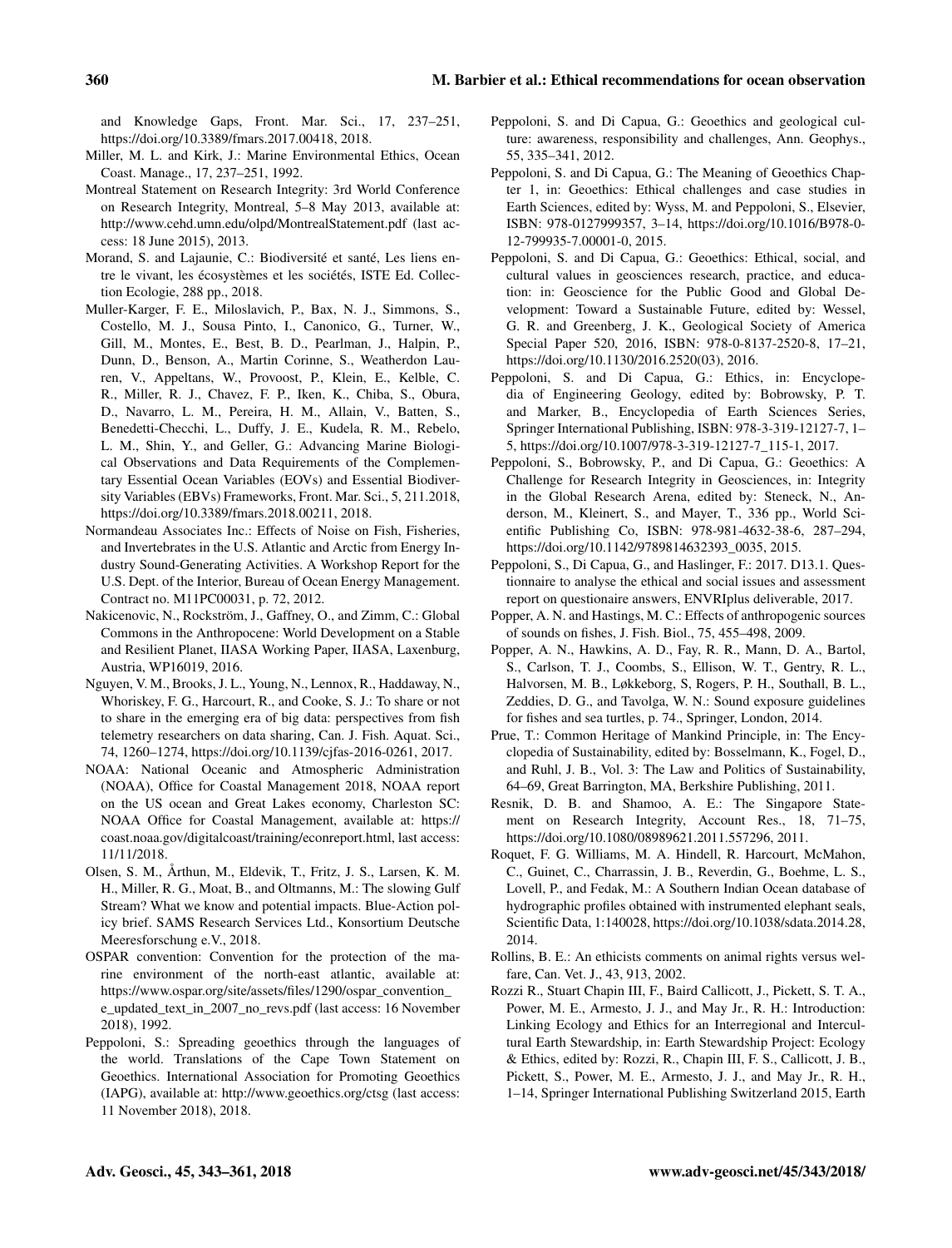and Knowledge Gaps, Front. Mar. Sci., 17, 237–251, https://doi.org/10.3389/fmars.2017.00418, 2018.

Miller, M. L. and Kirk, J.: Marine Environmental Ethics, Ocean Coast. Manage., 17, 237–251, 1992.

Montreal Statement on Research Integrity: 3rd World Conference on Research Integrity, Montreal, 5–8 May 2013, available at: http://www.cehd.umn.edu/olpd/MontrealStatement.pdf (last access: 18 June 2015), 2013.

Morand, S. and Lajaunie, C.: Biodiversité et santé, Les liens entre le vivant, les écosystèmes et les sociétés, ISTE Ed. Collection Ecologie, 288 pp., 2018.

Muller-Karger, F. E., Miloslavich, P., Bax, N. J., Simmons, S., Costello, M. J., Sousa Pinto, I., Canonico, G., Turner, W., Gill, M., Montes, E., Best, B. D., Pearlman, J., Halpin, P., Dunn, D., Benson, A., Martin Corinne, S., Weatherdon Lauren, V., Appeltans, W., Provoost, P., Klein, E., Kelble, C. R., Miller, R. J., Chavez, F. P., Iken, K., Chiba, S., Obura, D., Navarro, L. M., Pereira, H. M., Allain, V., Batten, S., Benedetti-Checchi, L., Duffy, J. E., Kudela, R. M., Rebelo, L. M., Shin, Y., and Geller, G.: Advancing Marine Biological Observations and Data Requirements of the Complementary Essential Ocean Variables (EOVs) and Essential Biodiversity Variables (EBVs) Frameworks, Front. Mar. Sci., 5, 211.2018, https://doi.org/10.3389/fmars.2018.00211, 2018.

Normandeau Associates Inc.: Effects of Noise on Fish, Fisheries, and Invertebrates in the U.S. Atlantic and Arctic from Energy Industry Sound-Generating Activities. A Workshop Report for the U.S. Dept. of the Interior, Bureau of Ocean Energy Management. Contract no. M11PC00031, p. 72, 2012.

Nakicenovic, N., Rockström, J., Gaffney, O., and Zimm, C.: Global Commons in the Anthropocene: World Development on a Stable and Resilient Planet, IIASA Working Paper, IIASA, Laxenburg, Austria, WP16019, 2016.

Nguyen, V. M., Brooks, J. L., Young, N., Lennox, R., Haddaway, N., Whoriskey, F. G., Harcourt, R., and Cooke, S. J.: To share or not to share in the emerging era of big data: perspectives from fish telemetry researchers on data sharing, Can. J. Fish. Aquat. Sci., 74, 1260–1274, https://doi.org/10.1139/cjfas-2016-0261, 2017.

NOAA: National Oceanic and Atmospheric Administration (NOAA), Office for Coastal Management 2018, NOAA report on the US ocean and Great Lakes economy, Charleston SC: NOAA Office for Coastal Management, available at: https://coast.noaa.gov/digitalcoast/training/econreport.html, last access: 11/11/2018.

Olsen, S. M., Årthun, M., Eldevik, T., Fritz, J. S., Larsen, K. M. H., Miller, R. G., Moat, B., and Oltmanns, M.: The slowing Gulf Stream? What we know and potential impacts. Blue-Action policy brief. SAMS Research Services Ltd., Konsortium Deutsche Meeresforschung e.V., 2018.

OSPAR convention: Convention for the protection of the marine environment of the north-east atlantic, available at: https://www.ospar.org/site/assets/files/1290/ospar_convention_e_updated_text_in_2007_no_revs.pdf (last access: 16 November 2018), 1992.

Peppoloni, S.: Spreading geoethics through the languages of the world. Translations of the Cape Town Statement on Geoethics. International Association for Promoting Geoethics (IAPG), available at: http://www.geoethics.org/ctsg (last access: 11 November 2018), 2018.

Peppoloni, S. and Di Capua, G.: Geoethics and geological culture: awareness, responsibility and challenges, Ann. Geophys., 55, 335–341, 2012.

Peppoloni, S. and Di Capua, G.: The Meaning of Geoethics Chapter 1, in: Geoethics: Ethical challenges and case studies in Earth Sciences, edited by: Wyss, M. and Peppoloni, S., Elsevier, ISBN: 978-0127999357, 3–14, https://doi.org/10.1016/B978-0-12-799935-7.00001-0, 2015.

Peppoloni, S. and Di Capua, G.: Geoethics: Ethical, social, and cultural values in geosciences research, practice, and education: in: Geoscience for the Public Good and Global Development: Toward a Sustainable Future, edited by: Wessel, G. R. and Greenberg, J. K., Geological Society of America Special Paper 520, 2016, ISBN: 978-0-8137-2520-8, 17–21, https://doi.org/10.1130/2016.2520(03), 2016.

Peppoloni, S. and Di Capua, G.: Ethics, in: Encyclopedia of Engineering Geology, edited by: Bobrowsky, P. T. and Marker, B., Encyclopedia of Earth Sciences Series, Springer International Publishing, ISBN: 978-3-319-12127-7, 1–5, https://doi.org/10.1007/978-3-319-12127-7_115-1, 2017.

Peppoloni, S., Bobrowsky, P., and Di Capua, G.: Geoethics: A Challenge for Research Integrity in Geosciences, in: Integrity in the Global Research Arena, edited by: Steneck, N., Anderson, M., Kleinert, S., and Mayer, T., 336 pp., World Scientific Publishing Co, ISBN: 978-981-4632-38-6, 287–294, https://doi.org/10.1142/9789814632393_0035, 2015.

Peppoloni, S., Di Capua, G., and Haslinger, F.: 2017. D13.1. Questionnaire to analyse the ethical and social issues and assessment report on questionaire answers, ENVRIplus deliverable, 2017.

Popper, A. N. and Hastings, M. C.: Effects of anthropogenic sources of sounds on fishes, J. Fish. Biol., 75, 455–498, 2009.

Popper, A. N., Hawkins, A. D., Fay, R. R., Mann, D. A., Bartol, S., Carlson, T. J., Coombs, S., Ellison, W. T., Gentry, R. L., Halvorsen, M. B., Løkkeborg, S, Rogers, P. H., Southall, B. L., Zeddies, D. G., and Tavolga, W. N.: Sound exposure guidelines for fishes and sea turtles, p. 74., Springer, London, 2014.

Prue, T.: Common Heritage of Mankind Principle, in: The Encyclopedia of Sustainability, edited by: Bosselmann, K., Fogel, D., and Ruhl, J. B., Vol. 3: The Law and Politics of Sustainability, 64–69, Great Barrington, MA, Berkshire Publishing, 2011.

Resnik, D. B. and Shamoo, A. E.: The Singapore Statement on Research Integrity, Account Res., 18, 71–75, https://doi.org/10.1080/08989621.2011.557296, 2011.

Roquet, F. G. Williams, M. A. Hindell, R. Harcourt, McMahon, C., Guinet, C., Charrassin, J. B., Reverdin, G., Boehme, L. S., Lovell, P., and Fedak, M.: A Southern Indian Ocean database of hydrographic profiles obtained with instrumented elephant seals, Scientific Data, 1:140028, https://doi.org/10.1038/sdata.2014.28, 2014.

Rollins, B. E.: An ethicists comments on animal rights versus welfare, Can. Vet. J., 43, 913, 2002.

Rozzi R., Stuart Chapin III, F., Baird Callicott, J., Pickett, S. T. A., Power, M. E., Armesto, J. J., and May Jr., R. H.: Introduction: Linking Ecology and Ethics for an Interregional and Intercultural Earth Stewardship, in: Earth Stewardship Project: Ecology & Ethics, edited by: Rozzi, R., Chapin III, F. S., Callicott, J. B., Pickett, S., Power, M. E., Armesto, J. J., and May Jr., R. H., 1–14, Springer International Publishing Switzerland 2015, Earth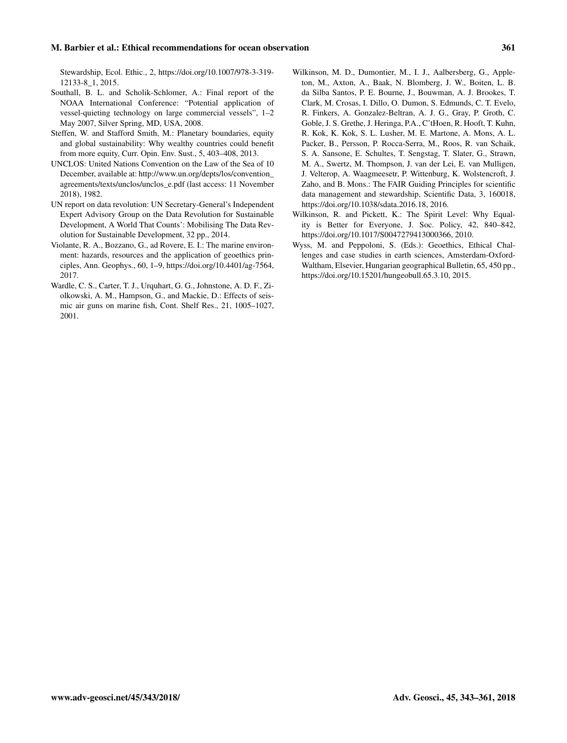Stewardship, Ecol. Ethic., 2, https://doi.org/10.1007/978-3-319-12133-8_1, 2015.

Southall, B. L. and Scholik-Schlomer, A.: Final report of the NOAA International Conference: "Potential application of vessel-quieting technology on large commercial vessels", 1–2 May 2007, Silver Spring, MD, USA, 2008.

Steffen, W. and Stafford Smith, M.: Planetary boundaries, equity and global sustainability: Why wealthy countries could benefit from more equity, Curr. Opin. Env. Sust., 5, 403–408, 2013.

UNCLOS: United Nations Convention on the Law of the Sea of 10 December, available at: http://www.un.org/depts/los/convention_agreements/texts/unclos/unclos_e.pdf (last access: 11 November 2018), 1982.

UN report on data revolution: UN Secretary-General's Independent Expert Advisory Group on the Data Revolution for Sustainable Development, A World That Counts': Mobilising The Data Revolution for Sustainable Development, 32 pp., 2014.

Violante, R. A., Bozzano, G., ad Rovere, E. I.: The marine environment: hazards, resources and the application of geoethics principles, Ann. Geophys., 60, 1–9, https://doi.org/10.4401/ag-7564, 2017.

Wardle, C. S., Carter, T. J., Urquhart, G. G., Johnstone, A. D. F., Ziolkowski, A. M., Hampson, G., and Mackie, D.: Effects of seismic air guns on marine fish, Cont. Shelf Res., 21, 1005–1027, 2001.

Wilkinson, M. D., Dumontier, M., I. J., Aalbersberg, G., Appleton, M., Axton, A., Baak, N. Blomberg, J. W., Boiten, L. B. da Silba Santos, P. E. Bourne, J., Bouwman, A. J. Brookes, T. Clark, M. Crosas, I. Dillo, O. Dumon, S. Edmunds, C. T. Evelo, R. Finkers, A. Gonzalez-Beltran, A. J. G., Gray, P. Groth, C. Goble, J. S. Grethe, J. Heringa, P.A., C'tHoen, R. Hooft, T. Kuhn, R. Kok, K. Kok, S. L. Lusher, M. E. Martone, A. Mons, A. L. Packer, B., Persson, P. Rocca-Serra, M., Roos, R. van Schaik, S. A. Sansone, E. Schultes, T. Sengstag, T. Slater, G., Strawn, M. A., Swertz, M. Thompson, J. van der Lei, E. van Mulligen, J. Velterop, A. Waagmeesetr, P. Wittenburg, K. Wolstencroft, J. Zaho, and B. Mons.: The FAIR Guiding Principles for scientific data management and stewardship, Scientific Data, 3, 160018, https://doi.org/10.1038/sdata.2016.18, 2016.

Wilkinson, R. and Pickett, K.: The Spirit Level: Why Equality is Better for Everyone, J. Soc. Policy, 42, 840–842, https://doi.org/10.1017/S0047279413000366, 2010.

Wyss, M. and Peppoloni, S. (Eds.): Geoethics, Ethical Challenges and case studies in earth sciences, Amsterdam-Oxford-Waltham, Elsevier, Hungarian geographical Bulletin, 65, 450 pp., https://doi.org/10.15201/hungeobull.65.3.10, 2015.